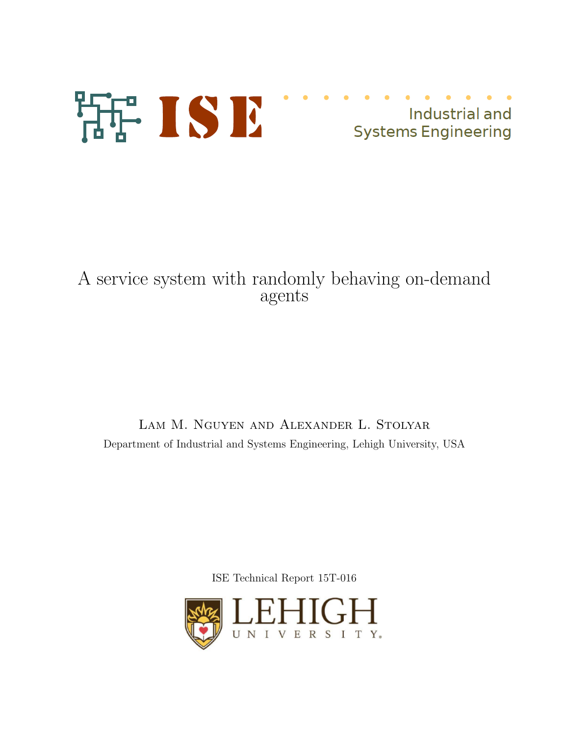ISE Industrial and Systems Engineering

# A service system with randomly behaving on-demand agents

Lam M. Nguyen and Alexander L. Stolyar

Department of Industrial and Systems Engineering, Lehigh University, USA

ISE Technical Report 15T-016

LEHIGH UNIVERSITY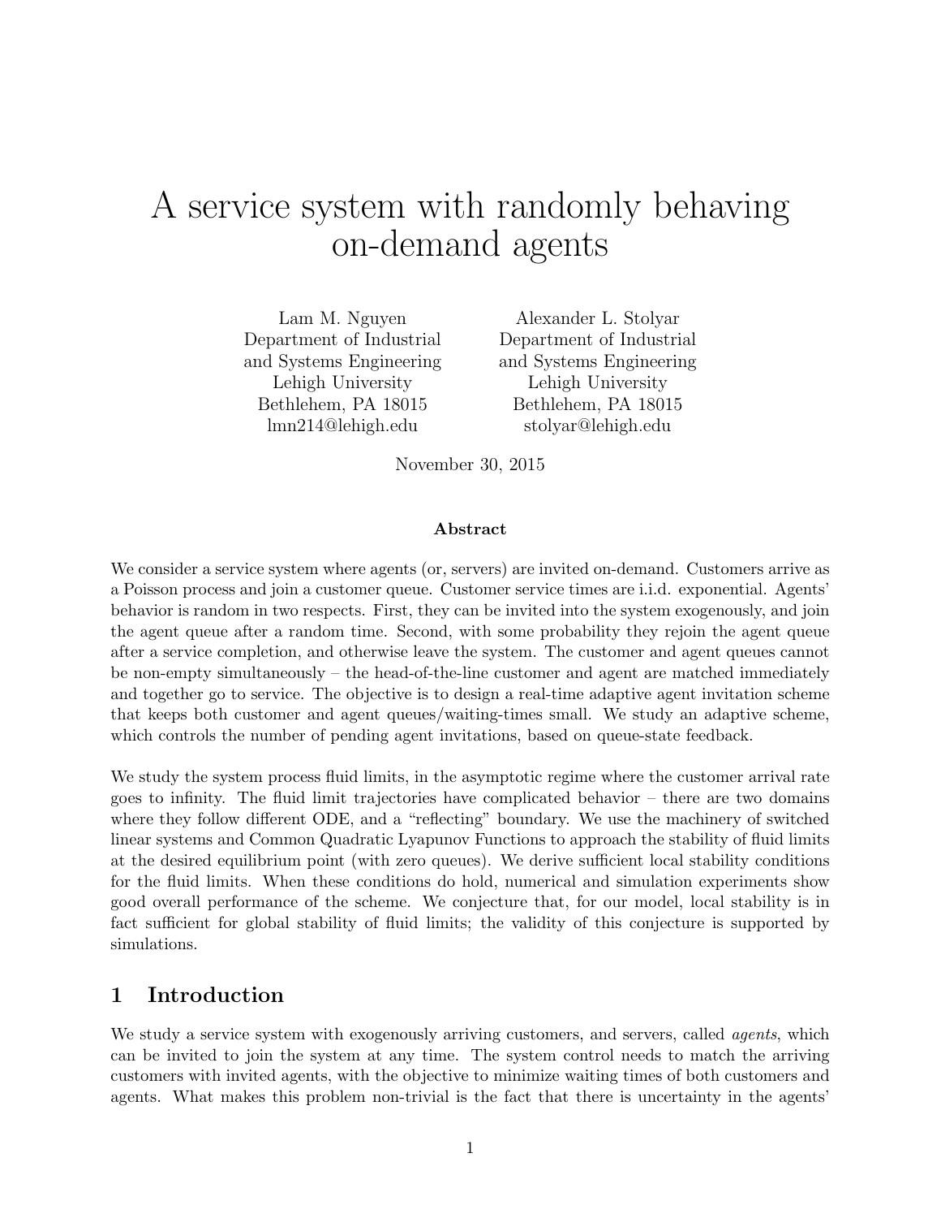# A service system with randomly behaving on-demand agents

Lam M. Nguyen
Department of Industrial and Systems Engineering
Lehigh University
Bethlehem, PA 18015
lmn214@lehigh.edu

Alexander L. Stolyar
Department of Industrial and Systems Engineering
Lehigh University
Bethlehem, PA 18015
stolyar@lehigh.edu

November 30, 2015

**Abstract**

We consider a service system where agents (or, servers) are invited on-demand. Customers arrive as a Poisson process and join a customer queue. Customer service times are i.i.d. exponential. Agents' behavior is random in two respects. First, they can be invited into the system exogenously, and join the agent queue after a random time. Second, with some probability they rejoin the agent queue after a service completion, and otherwise leave the system. The customer and agent queues cannot be non-empty simultaneously – the head-of-the-line customer and agent are matched immediately and together go to service. The objective is to design a real-time adaptive agent invitation scheme that keeps both customer and agent queues/waiting-times small. We study an adaptive scheme, which controls the number of pending agent invitations, based on queue-state feedback.

We study the system process fluid limits, in the asymptotic regime where the customer arrival rate goes to infinity. The fluid limit trajectories have complicated behavior – there are two domains where they follow different ODE, and a "reflecting" boundary. We use the machinery of switched linear systems and Common Quadratic Lyapunov Functions to approach the stability of fluid limits at the desired equilibrium point (with zero queues). We derive sufficient local stability conditions for the fluid limits. When these conditions do hold, numerical and simulation experiments show good overall performance of the scheme. We conjecture that, for our model, local stability is in fact sufficient for global stability of fluid limits; the validity of this conjecture is supported by simulations.

## 1 Introduction

We study a service system with exogenously arriving customers, and servers, called *agents*, which can be invited to join the system at any time. The system control needs to match the arriving customers with invited agents, with the objective to minimize waiting times of both customers and agents. What makes this problem non-trivial is the fact that there is uncertainty in the agents'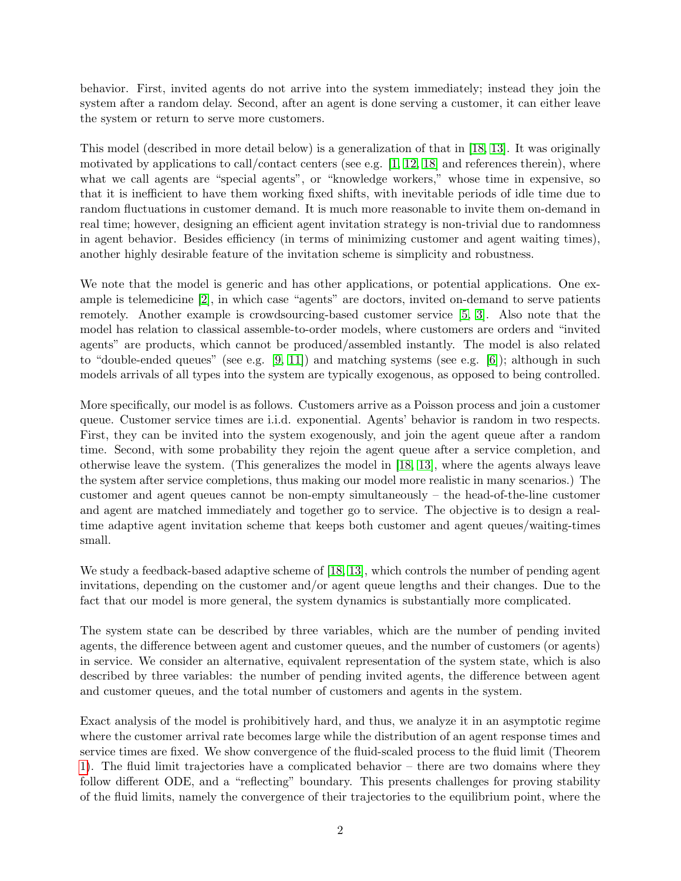behavior. First, invited agents do not arrive into the system immediately; instead they join the system after a random delay. Second, after an agent is done serving a customer, it can either leave the system or return to serve more customers.

This model (described in more detail below) is a generalization of that in [18, 13]. It was originally motivated by applications to call/contact centers (see e.g. [1, 12, 18] and references therein), where what we call agents are "special agents", or "knowledge workers," whose time in expensive, so that it is inefficient to have them working fixed shifts, with inevitable periods of idle time due to random fluctuations in customer demand. It is much more reasonable to invite them on-demand in real time; however, designing an efficient agent invitation strategy is non-trivial due to randomness in agent behavior. Besides efficiency (in terms of minimizing customer and agent waiting times), another highly desirable feature of the invitation scheme is simplicity and robustness.

We note that the model is generic and has other applications, or potential applications. One example is telemedicine [2], in which case "agents" are doctors, invited on-demand to serve patients remotely. Another example is crowdsourcing-based customer service [5, 3]. Also note that the model has relation to classical assemble-to-order models, where customers are orders and "invited agents" are products, which cannot be produced/assembled instantly. The model is also related to "double-ended queues" (see e.g. [9, 11]) and matching systems (see e.g. [6]); although in such models arrivals of all types into the system are typically exogenous, as opposed to being controlled.

More specifically, our model is as follows. Customers arrive as a Poisson process and join a customer queue. Customer service times are i.i.d. exponential. Agents' behavior is random in two respects. First, they can be invited into the system exogenously, and join the agent queue after a random time. Second, with some probability they rejoin the agent queue after a service completion, and otherwise leave the system. (This generalizes the model in [18, 13], where the agents always leave the system after service completions, thus making our model more realistic in many scenarios.) The customer and agent queues cannot be non-empty simultaneously – the head-of-the-line customer and agent are matched immediately and together go to service. The objective is to design a real-time adaptive agent invitation scheme that keeps both customer and agent queues/waiting-times small.

We study a feedback-based adaptive scheme of [18, 13], which controls the number of pending agent invitations, depending on the customer and/or agent queue lengths and their changes. Due to the fact that our model is more general, the system dynamics is substantially more complicated.

The system state can be described by three variables, which are the number of pending invited agents, the difference between agent and customer queues, and the number of customers (or agents) in service. We consider an alternative, equivalent representation of the system state, which is also described by three variables: the number of pending invited agents, the difference between agent and customer queues, and the total number of customers and agents in the system.

Exact analysis of the model is prohibitively hard, and thus, we analyze it in an asymptotic regime where the customer arrival rate becomes large while the distribution of an agent response times and service times are fixed. We show convergence of the fluid-scaled process to the fluid limit (Theorem 1). The fluid limit trajectories have a complicated behavior – there are two domains where they follow different ODE, and a "reflecting" boundary. This presents challenges for proving stability of the fluid limits, namely the convergence of their trajectories to the equilibrium point, where the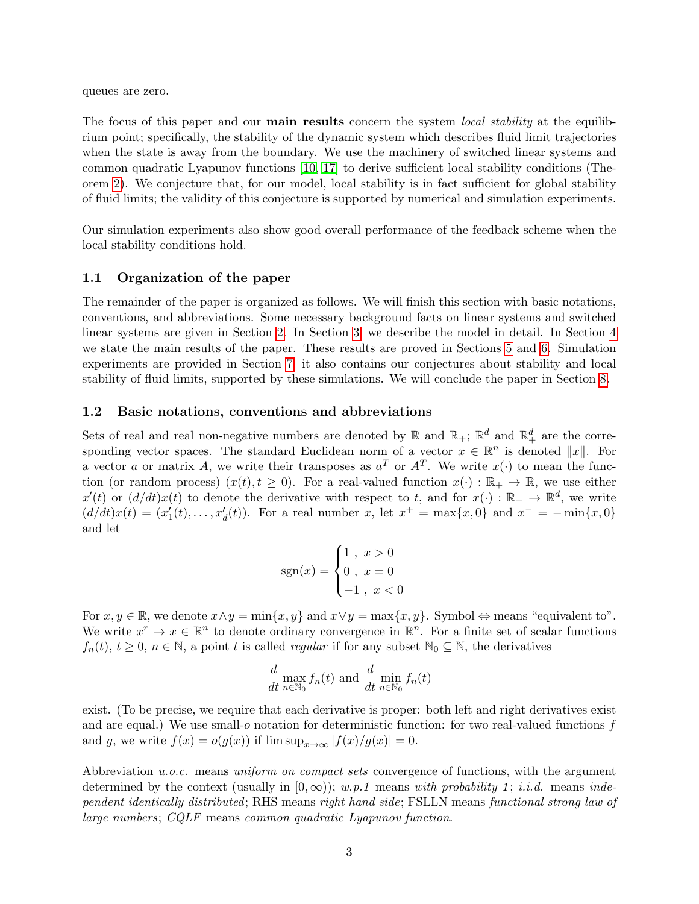queues are zero.

The focus of this paper and our **main results** concern the system *local stability* at the equilibrium point; specifically, the stability of the dynamic system which describes fluid limit trajectories when the state is away from the boundary. We use the machinery of switched linear systems and common quadratic Lyapunov functions [10, 17] to derive sufficient local stability conditions (Theorem 2). We conjecture that, for our model, local stability is in fact sufficient for global stability of fluid limits; the validity of this conjecture is supported by numerical and simulation experiments.

Our simulation experiments also show good overall performance of the feedback scheme when the local stability conditions hold.

### 1.1 Organization of the paper

The remainder of the paper is organized as follows. We will finish this section with basic notations, conventions, and abbreviations. Some necessary background facts on linear systems and switched linear systems are given in Section 2. In Section 3, we describe the model in detail. In Section 4 we state the main results of the paper. These results are proved in Sections 5 and 6. Simulation experiments are provided in Section 7; it also contains our conjectures about stability and local stability of fluid limits, supported by these simulations. We will conclude the paper in Section 8.

### 1.2 Basic notations, conventions and abbreviations

Sets of real and real non-negative numbers are denoted by $\mathbb{R}$ and $\mathbb{R}_+$; $\mathbb{R}^d$ and $\mathbb{R}^d_+$ are the corresponding vector spaces. The standard Euclidean norm of a vector $x \in \mathbb{R}^n$ is denoted $\|x\|$. For a vector $a$ or matrix $A$, we write their transposes as $a^T$ or $A^T$. We write $x(\cdot)$ to mean the function (or random process) $(x(t), t \geq 0)$. For a real-valued function $x(\cdot) : \mathbb{R}_+ \to \mathbb{R}$, we use either $x'(t)$ or $(d/dt)x(t)$ to denote the derivative with respect to $t$, and for $x(\cdot) : \mathbb{R}_+ \to \mathbb{R}^d$, we write $(d/dt)x(t) = (x_1'(t), \ldots, x_d'(t))$. For a real number $x$, let $x^+ = \max\{x, 0\}$ and $x^- = -\min\{x, 0\}$ and let

$$\mathrm{sgn}(x) = \begin{cases} 1\ ,\ x > 0 \\ 0\ ,\ x = 0 \\ -1\ ,\ x < 0 \end{cases}$$

For $x, y \in \mathbb{R}$, we denote $x \wedge y = \min\{x, y\}$ and $x \vee y = \max\{x, y\}$. Symbol $\Leftrightarrow$ means "equivalent to". We write $x^r \to x \in \mathbb{R}^n$ to denote ordinary convergence in $\mathbb{R}^n$. For a finite set of scalar functions $f_n(t)$, $t \geq 0$, $n \in \mathbb{N}$, a point $t$ is called *regular* if for any subset $\mathbb{N}_0 \subseteq \mathbb{N}$, the derivatives

$$\frac{d}{dt} \max_{n \in \mathbb{N}_0} f_n(t) \text{ and } \frac{d}{dt} \min_{n \in \mathbb{N}_0} f_n(t)$$

exist. (To be precise, we require that each derivative is proper: both left and right derivatives exist and are equal.) We use small-$o$ notation for deterministic function: for two real-valued functions $f$ and $g$, we write $f(x) = o(g(x))$ if $\limsup_{x \to \infty} |f(x)/g(x)| = 0$.

Abbreviation *u.o.c.* means *uniform on compact sets* convergence of functions, with the argument determined by the context (usually in $[0, \infty)$); *w.p.1* means *with probability 1*; *i.i.d.* means *independent identically distributed*; RHS means *right hand side*; FSLLN means *functional strong law of large numbers*; *CQLF* means *common quadratic Lyapunov function*.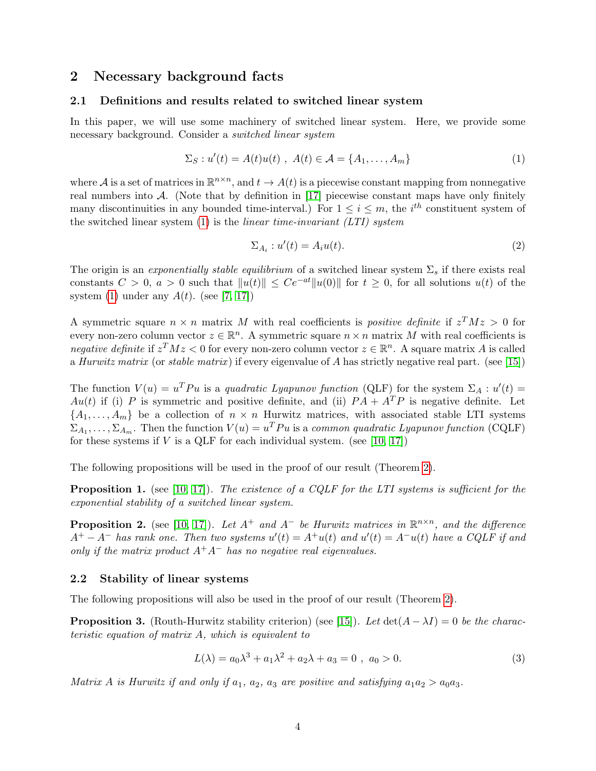## 2 Necessary background facts

### 2.1 Definitions and results related to switched linear system

In this paper, we will use some machinery of switched linear system. Here, we provide some necessary background. Consider a *switched linear system*

$$\Sigma_S : u'(t) = A(t)u(t) \ , \ A(t) \in \mathcal{A} = \{A_1, \ldots, A_m\} \tag{1}$$

where $\mathcal{A}$ is a set of matrices in $\mathbb{R}^{n\times n}$, and $t \to A(t)$ is a piecewise constant mapping from nonnegative real numbers into $\mathcal{A}$. (Note that by definition in [17] piecewise constant maps have only finitely many discontinuities in any bounded time-interval.) For $1 \leq i \leq m$, the $i^{th}$ constituent system of the switched linear system (1) is the *linear time-invariant (LTI) system*

$$\Sigma_{A_i} : u'(t) = A_i u(t). \tag{2}$$

The origin is an *exponentially stable equilibrium* of a switched linear system $\Sigma_s$ if there exists real constants $C > 0$, $a > 0$ such that $\|u(t)\| \leq Ce^{-at}\|u(0)\|$ for $t \geq 0$, for all solutions $u(t)$ of the system (1) under any $A(t)$. (see [7, 17])

A symmetric square $n \times n$ matrix $M$ with real coefficients is *positive definite* if $z^T Mz > 0$ for every non-zero column vector $z \in \mathbb{R}^n$. A symmetric square $n \times n$ matrix $M$ with real coefficients is *negative definite* if $z^T Mz < 0$ for every non-zero column vector $z \in \mathbb{R}^n$. A square matrix $A$ is called a *Hurwitz matrix* (or *stable matrix*) if every eigenvalue of $A$ has strictly negative real part. (see [15])

The function $V(u) = u^T Pu$ is a *quadratic Lyapunov function* (QLF) for the system $\Sigma_A : u'(t) = Au(t)$ if (i) $P$ is symmetric and positive definite, and (ii) $PA + A^T P$ is negative definite. Let $\{A_1, \ldots, A_m\}$ be a collection of $n \times n$ Hurwitz matrices, with associated stable LTI systems $\Sigma_{A_1}, \ldots, \Sigma_{A_m}$. Then the function $V(u) = u^T Pu$ is a *common quadratic Lyapunov function* (CQLF) for these systems if $V$ is a QLF for each individual system. (see [10, 17])

The following propositions will be used in the proof of our result (Theorem 2).

**Proposition 1.** (see [10, 17]). *The existence of a CQLF for the LTI systems is sufficient for the exponential stability of a switched linear system.*

**Proposition 2.** (see [10, 17]). *Let $A^+$ and $A^-$ be Hurwitz matrices in $\mathbb{R}^{n\times n}$, and the difference $A^+ - A^-$ has rank one. Then two systems $u'(t) = A^+u(t)$ and $u'(t) = A^-u(t)$ have a CQLF if and only if the matrix product $A^+A^-$ has no negative real eigenvalues.*

### 2.2 Stability of linear systems

The following propositions will also be used in the proof of our result (Theorem 2).

**Proposition 3.** (Routh-Hurwitz stability criterion) (see [15]). *Let $\det(A - \lambda I) = 0$ be the characteristic equation of matrix $A$, which is equivalent to*

$$L(\lambda) = a_0\lambda^3 + a_1\lambda^2 + a_2\lambda + a_3 = 0 \ , \ a_0 > 0. \tag{3}$$

*Matrix $A$ is Hurwitz if and only if $a_1$, $a_2$, $a_3$ are positive and satisfying $a_1a_2 > a_0a_3$.*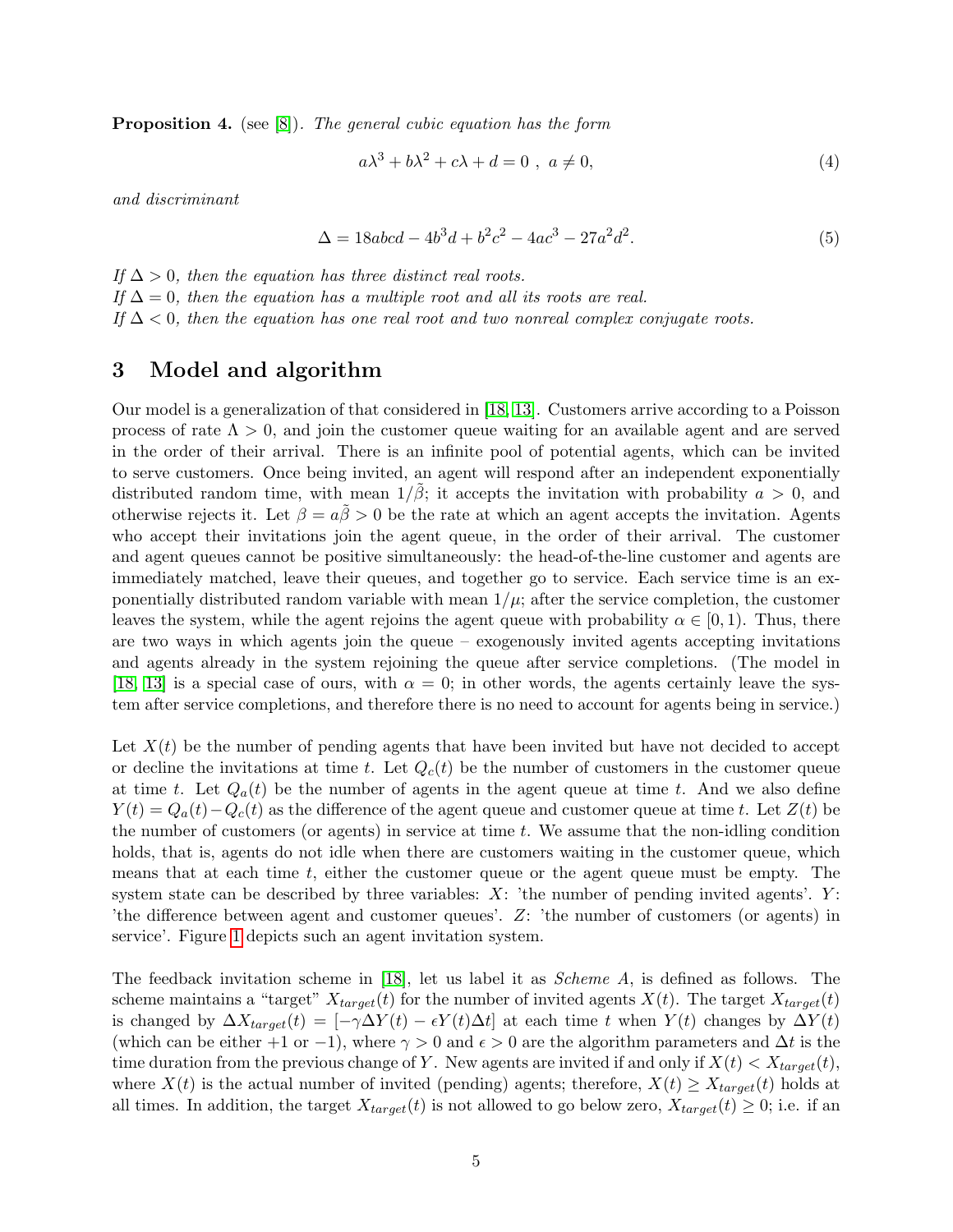**Proposition 4.** (see [8]). *The general cubic equation has the form*

$$a\lambda^3 + b\lambda^2 + c\lambda + d = 0 \ , \ a \neq 0, \tag{4}$$

*and discriminant*

$$\Delta = 18abcd - 4b^3d + b^2c^2 - 4ac^3 - 27a^2d^2. \tag{5}$$

*If $\Delta > 0$, then the equation has three distinct real roots.*
*If $\Delta = 0$, then the equation has a multiple root and all its roots are real.*
*If $\Delta < 0$, then the equation has one real root and two nonreal complex conjugate roots.*

# 3 Model and algorithm

Our model is a generalization of that considered in [18, 13]. Customers arrive according to a Poisson process of rate $\Lambda > 0$, and join the customer queue waiting for an available agent and are served in the order of their arrival. There is an infinite pool of potential agents, which can be invited to serve customers. Once being invited, an agent will respond after an independent exponentially distributed random time, with mean $1/\tilde{\beta}$; it accepts the invitation with probability $a > 0$, and otherwise rejects it. Let $\beta = a\tilde{\beta} > 0$ be the rate at which an agent accepts the invitation. Agents who accept their invitations join the agent queue, in the order of their arrival. The customer and agent queues cannot be positive simultaneously: the head-of-the-line customer and agents are immediately matched, leave their queues, and together go to service. Each service time is an exponentially distributed random variable with mean $1/\mu$; after the service completion, the customer leaves the system, while the agent rejoins the agent queue with probability $\alpha \in [0, 1)$. Thus, there are two ways in which agents join the queue – exogenously invited agents accepting invitations and agents already in the system rejoining the queue after service completions. (The model in [18, 13] is a special case of ours, with $\alpha = 0$; in other words, the agents certainly leave the system after service completions, and therefore there is no need to account for agents being in service.)

Let $X(t)$ be the number of pending agents that have been invited but have not decided to accept or decline the invitations at time $t$. Let $Q_c(t)$ be the number of customers in the customer queue at time $t$. Let $Q_a(t)$ be the number of agents in the agent queue at time $t$. And we also define $Y(t) = Q_a(t) - Q_c(t)$ as the difference of the agent queue and customer queue at time $t$. Let $Z(t)$ be the number of customers (or agents) in service at time $t$. We assume that the non-idling condition holds, that is, agents do not idle when there are customers waiting in the customer queue, which means that at each time $t$, either the customer queue or the agent queue must be empty. The system state can be described by three variables: $X$: 'the number of pending invited agents'. $Y$: 'the difference between agent and customer queues'. $Z$: 'the number of customers (or agents) in service'. Figure 1 depicts such an agent invitation system.

The feedback invitation scheme in [18], let us label it as *Scheme A*, is defined as follows. The scheme maintains a "target" $X_{target}(t)$ for the number of invited agents $X(t)$. The target $X_{target}(t)$ is changed by $\Delta X_{target}(t) = [-\gamma\Delta Y(t) - \epsilon Y(t)\Delta t]$ at each time $t$ when $Y(t)$ changes by $\Delta Y(t)$ (which can be either $+1$ or $-1$), where $\gamma > 0$ and $\epsilon > 0$ are the algorithm parameters and $\Delta t$ is the time duration from the previous change of $Y$. New agents are invited if and only if $X(t) < X_{target}(t)$, where $X(t)$ is the actual number of invited (pending) agents; therefore, $X(t) \geq X_{target}(t)$ holds at all times. In addition, the target $X_{target}(t)$ is not allowed to go below zero, $X_{target}(t) \geq 0$; i.e. if an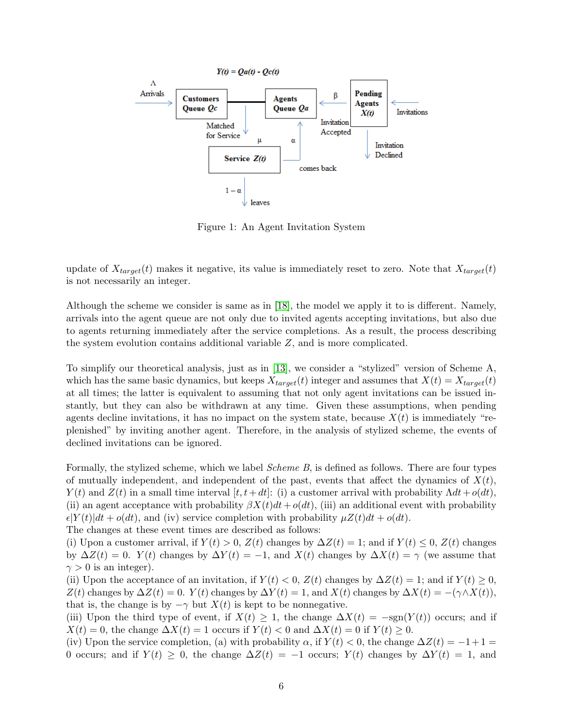Figure 1: An Agent Invitation System

update of $X_{target}(t)$ makes it negative, its value is immediately reset to zero. Note that $X_{target}(t)$ is not necessarily an integer.

Although the scheme we consider is same as in [18], the model we apply it to is different. Namely, arrivals into the agent queue are not only due to invited agents accepting invitations, but also due to agents returning immediately after the service completions. As a result, the process describing the system evolution contains additional variable $Z$, and is more complicated.

To simplify our theoretical analysis, just as in [13], we consider a "stylized" version of Scheme A, which has the same basic dynamics, but keeps $X_{target}(t)$ integer and assumes that $X(t) = X_{target}(t)$ at all times; the latter is equivalent to assuming that not only agent invitations can be issued instantly, but they can also be withdrawn at any time. Given these assumptions, when pending agents decline invitations, it has no impact on the system state, because $X(t)$ is immediately "replenished" by inviting another agent. Therefore, in the analysis of stylized scheme, the events of declined invitations can be ignored.

Formally, the stylized scheme, which we label *Scheme B*, is defined as follows. There are four types of mutually independent, and independent of the past, events that affect the dynamics of $X(t)$, $Y(t)$ and $Z(t)$ in a small time interval $[t, t+dt]$: (i) a customer arrival with probability $\Lambda dt + o(dt)$, (ii) an agent acceptance with probability $\beta X(t)dt + o(dt)$, (iii) an additional event with probability $\epsilon|Y(t)|dt + o(dt)$, and (iv) service completion with probability $\mu Z(t)dt + o(dt)$.
The changes at these event times are described as follows:
(i) Upon a customer arrival, if $Y(t) > 0$, $Z(t)$ changes by $\Delta Z(t) = 1$; and if $Y(t) \leq 0$, $Z(t)$ changes by $\Delta Z(t) = 0$. $Y(t)$ changes by $\Delta Y(t) = -1$, and $X(t)$ changes by $\Delta X(t) = \gamma$ (we assume that $\gamma > 0$ is an integer).
(ii) Upon the acceptance of an invitation, if $Y(t) < 0$, $Z(t)$ changes by $\Delta Z(t) = 1$; and if $Y(t) \geq 0$, $Z(t)$ changes by $\Delta Z(t) = 0$. $Y(t)$ changes by $\Delta Y(t) = 1$, and $X(t)$ changes by $\Delta X(t) = -(\gamma \wedge X(t))$, that is, the change is by $-\gamma$ but $X(t)$ is kept to be nonnegative.
(iii) Upon the third type of event, if $X(t) \geq 1$, the change $\Delta X(t) = -\text{sgn}(Y(t))$ occurs; and if $X(t) = 0$, the change $\Delta X(t) = 1$ occurs if $Y(t) < 0$ and $\Delta X(t) = 0$ if $Y(t) \geq 0$.
(iv) Upon the service completion, (a) with probability $\alpha$, if $Y(t) < 0$, the change $\Delta Z(t) = -1 + 1 = 0$ occurs; and if $Y(t) \geq 0$, the change $\Delta Z(t) = -1$ occurs; $Y(t)$ changes by $\Delta Y(t) = 1$, and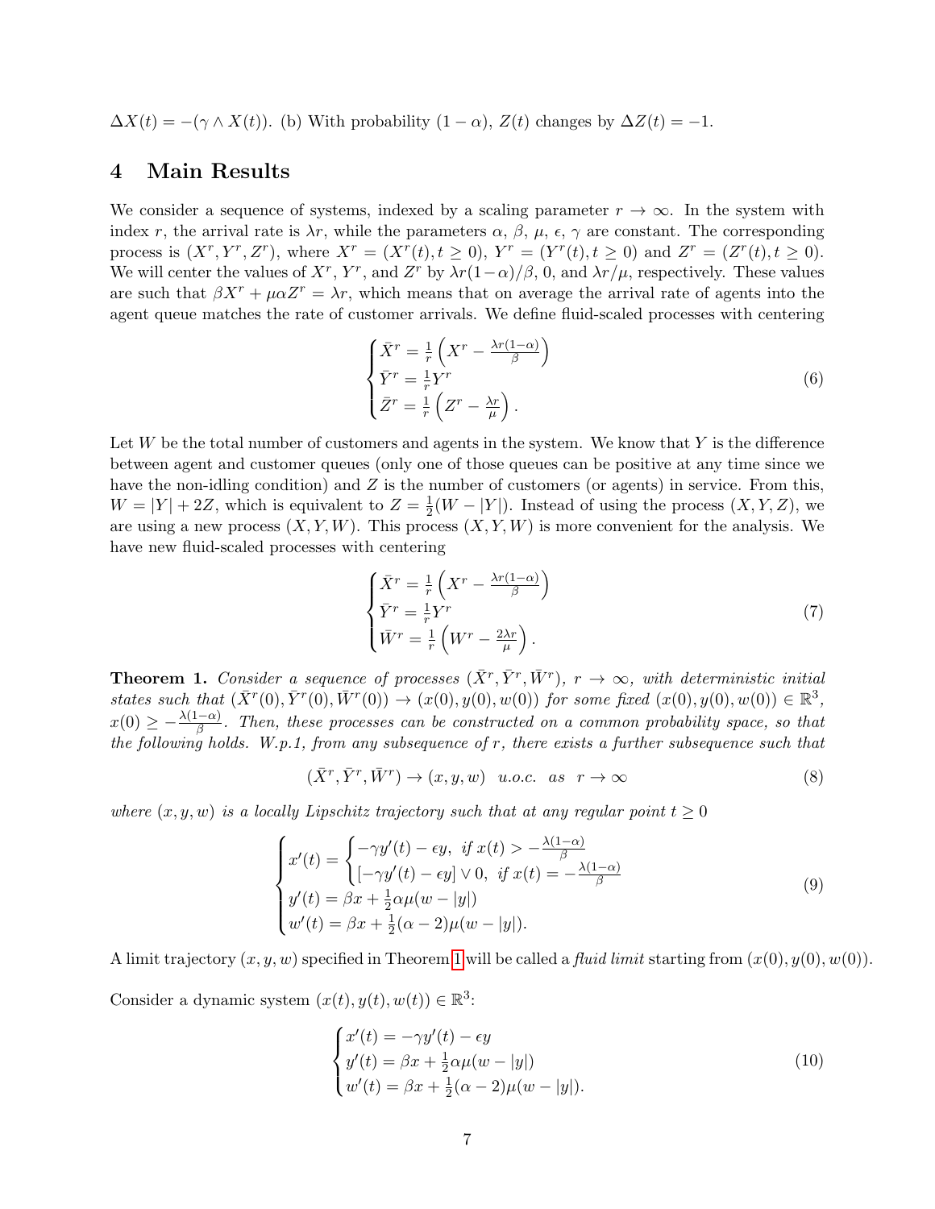$\Delta X(t) = -(\gamma \wedge X(t))$. (b) With probability $(1-\alpha)$, $Z(t)$ changes by $\Delta Z(t) = -1$.

## 4 Main Results

We consider a sequence of systems, indexed by a scaling parameter $r \to \infty$. In the system with index $r$, the arrival rate is $\lambda r$, while the parameters $\alpha$, $\beta$, $\mu$, $\epsilon$, $\gamma$ are constant. The corresponding process is $(X^r, Y^r, Z^r)$, where $X^r = (X^r(t), t \geq 0)$, $Y^r = (Y^r(t), t \geq 0)$ and $Z^r = (Z^r(t), t \geq 0)$. We will center the values of $X^r$, $Y^r$, and $Z^r$ by $\lambda r(1-\alpha)/\beta$, 0, and $\lambda r/\mu$, respectively. These values are such that $\beta X^r + \mu\alpha Z^r = \lambda r$, which means that on average the arrival rate of agents into the agent queue matches the rate of customer arrivals. We define fluid-scaled processes with centering

$$
\begin{cases}
\bar{X}^r = \frac{1}{r}\left(X^r - \frac{\lambda r(1-\alpha)}{\beta}\right) \\
\bar{Y}^r = \frac{1}{r}Y^r \\
\bar{Z}^r = \frac{1}{r}\left(Z^r - \frac{\lambda r}{\mu}\right).
\end{cases}
\tag{6}
$$

Let $W$ be the total number of customers and agents in the system. We know that $Y$ is the difference between agent and customer queues (only one of those queues can be positive at any time since we have the non-idling condition) and $Z$ is the number of customers (or agents) in service. From this, $W = |Y| + 2Z$, which is equivalent to $Z = \frac{1}{2}(W - |Y|)$. Instead of using the process $(X, Y, Z)$, we are using a new process $(X, Y, W)$. This process $(X, Y, W)$ is more convenient for the analysis. We have new fluid-scaled processes with centering

$$
\begin{cases}
\bar{X}^r = \frac{1}{r}\left(X^r - \frac{\lambda r(1-\alpha)}{\beta}\right) \\
\bar{Y}^r = \frac{1}{r}Y^r \\
\bar{W}^r = \frac{1}{r}\left(W^r - \frac{2\lambda r}{\mu}\right).
\end{cases}
\tag{7}
$$

**Theorem 1.** *Consider a sequence of processes $(\bar{X}^r, \bar{Y}^r, \bar{W}^r)$, $r \to \infty$, with deterministic initial states such that $(\bar{X}^r(0), \bar{Y}^r(0), \bar{W}^r(0)) \to (x(0), y(0), w(0))$ for some fixed $(x(0), y(0), w(0)) \in \mathbb{R}^3$, $x(0) \geq -\frac{\lambda(1-\alpha)}{\beta}$. Then, these processes can be constructed on a common probability space, so that the following holds. W.p.1, from any subsequence of $r$, there exists a further subsequence such that*

$$
(\bar{X}^r, \bar{Y}^r, \bar{W}^r) \to (x, y, w) \quad u.o.c. \quad as \quad r \to \infty
\tag{8}
$$

*where $(x, y, w)$ is a locally Lipschitz trajectory such that at any regular point $t \geq 0$*

$$
\begin{cases}
x'(t) = \begin{cases} -\gamma y'(t) - \epsilon y, & \text{if } x(t) > -\frac{\lambda(1-\alpha)}{\beta} \\ [-\gamma y'(t) - \epsilon y] \vee 0, & \text{if } x(t) = -\frac{\lambda(1-\alpha)}{\beta} \end{cases} \\
y'(t) = \beta x + \frac{1}{2}\alpha\mu(w - |y|) \\
w'(t) = \beta x + \frac{1}{2}(\alpha - 2)\mu(w - |y|).
\end{cases}
\tag{9}
$$

A limit trajectory $(x, y, w)$ specified in Theorem 1 will be called a *fluid limit* starting from $(x(0), y(0), w(0))$.

Consider a dynamic system $(x(t), y(t), w(t)) \in \mathbb{R}^3$:

$$
\begin{cases}
x'(t) = -\gamma y'(t) - \epsilon y \\
y'(t) = \beta x + \frac{1}{2}\alpha\mu(w - |y|) \\
w'(t) = \beta x + \frac{1}{2}(\alpha - 2)\mu(w - |y|).
\end{cases}
\tag{10}
$$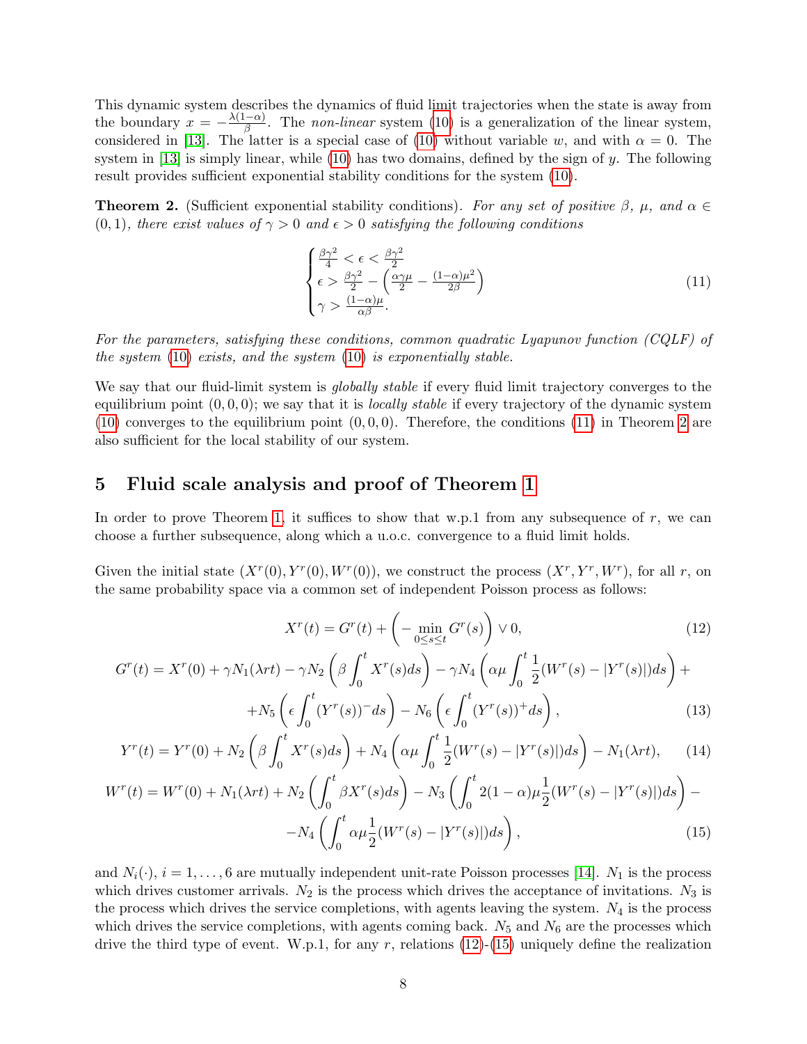This dynamic system describes the dynamics of fluid limit trajectories when the state is away from the boundary $x = -\frac{\lambda(1-\alpha)}{\beta}$. The *non-linear* system (10) is a generalization of the linear system, considered in [13]. The latter is a special case of (10) without variable $w$, and with $\alpha = 0$. The system in [13] is simply linear, while (10) has two domains, defined by the sign of $y$. The following result provides sufficient exponential stability conditions for the system (10).

**Theorem 2.** (Sufficient exponential stability conditions). *For any set of positive $\beta$, $\mu$, and $\alpha \in (0,1)$, there exist values of $\gamma > 0$ and $\epsilon > 0$ satisfying the following conditions*

$$
\begin{cases}
\frac{\beta\gamma^2}{4} < \epsilon < \frac{\beta\gamma^2}{2} \\
\epsilon > \frac{\beta\gamma^2}{2} - \left(\frac{\alpha\gamma\mu}{2} - \frac{(1-\alpha)\mu^2}{2\beta}\right) \\
\gamma > \frac{(1-\alpha)\mu}{\alpha\beta}.
\end{cases}
\tag{11}
$$

*For the parameters, satisfying these conditions, common quadratic Lyapunov function (CQLF) of the system (10) exists, and the system (10) is exponentially stable.*

We say that our fluid-limit system is *globally stable* if every fluid limit trajectory converges to the equilibrium point $(0,0,0)$; we say that it is *locally stable* if every trajectory of the dynamic system (10) converges to the equilibrium point $(0,0,0)$. Therefore, the conditions (11) in Theorem 2 are also sufficient for the local stability of our system.

## 5 Fluid scale analysis and proof of Theorem 1

In order to prove Theorem 1, it suffices to show that w.p.1 from any subsequence of $r$, we can choose a further subsequence, along which a u.o.c. convergence to a fluid limit holds.

Given the initial state $(X^r(0), Y^r(0), W^r(0))$, we construct the process $(X^r, Y^r, W^r)$, for all $r$, on the same probability space via a common set of independent Poisson process as follows:

$$
X^r(t) = G^r(t) + \left(-\min_{0\le s\le t} G^r(s)\right) \vee 0,
\tag{12}
$$

$$
\begin{aligned}
G^r(t) = X^r(0) + \gamma N_1(\lambda r t) - \gamma N_2\left(\beta \int_0^t X^r(s)ds\right) - \gamma N_4\left(\alpha\mu \int_0^t \frac{1}{2}(W^r(s) - |Y^r(s)|)ds\right) + \\
+ N_5\left(\epsilon \int_0^t (Y^r(s))^- ds\right) - N_6\left(\epsilon \int_0^t (Y^r(s))^+ ds\right),
\end{aligned}
\tag{13}
$$

$$
Y^r(t) = Y^r(0) + N_2\left(\beta \int_0^t X^r(s)ds\right) + N_4\left(\alpha\mu \int_0^t \frac{1}{2}(W^r(s) - |Y^r(s)|)ds\right) - N_1(\lambda r t),
\tag{14}
$$

$$
\begin{aligned}
W^r(t) = W^r(0) + N_1(\lambda r t) + N_2\left(\int_0^t \beta X^r(s)ds\right) - N_3\left(\int_0^t 2(1-\alpha)\mu\frac{1}{2}(W^r(s) - |Y^r(s)|)ds\right) - \\
- N_4\left(\int_0^t \alpha\mu\frac{1}{2}(W^r(s) - |Y^r(s)|)ds\right),
\end{aligned}
\tag{15}
$$

and $N_i(\cdot)$, $i = 1, \ldots, 6$ are mutually independent unit-rate Poisson processes [14]. $N_1$ is the process which drives customer arrivals. $N_2$ is the process which drives the acceptance of invitations. $N_3$ is the process which drives the service completions, with agents leaving the system. $N_4$ is the process which drives the service completions, with agents coming back. $N_5$ and $N_6$ are the processes which drive the third type of event. W.p.1, for any $r$, relations (12)-(15) uniquely define the realization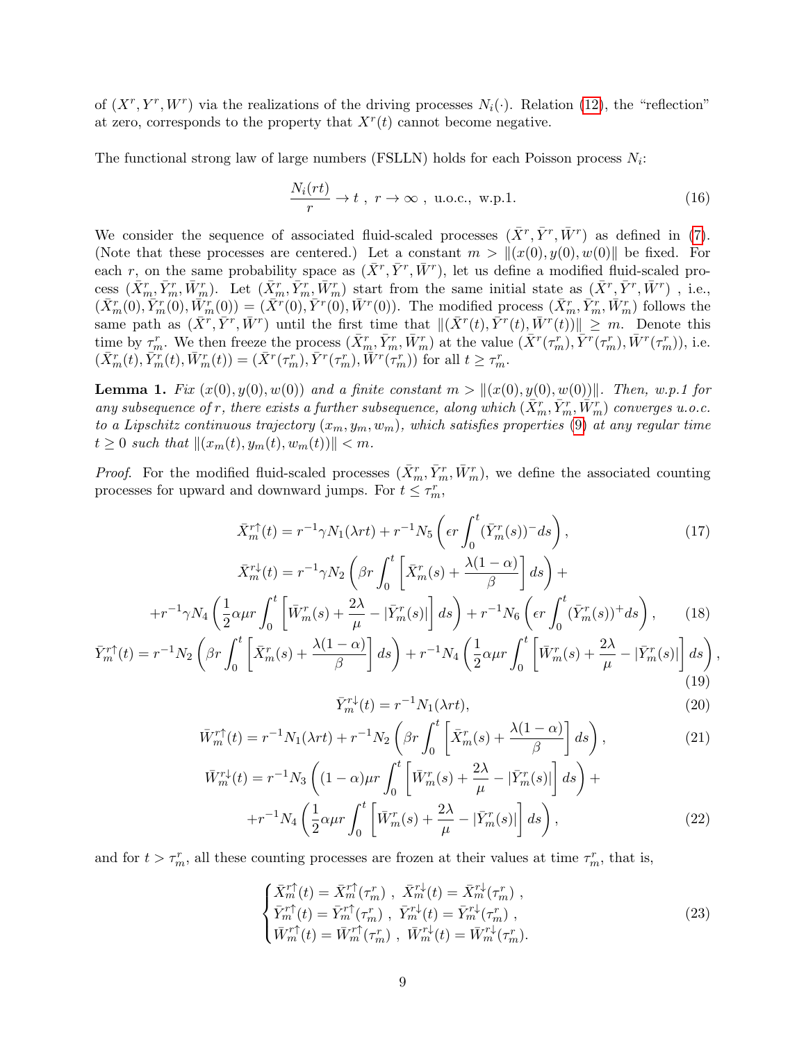of $(X^r, Y^r, W^r)$ via the realizations of the driving processes $N_i(\cdot)$. Relation (12), the "reflection" at zero, corresponds to the property that $X^r(t)$ cannot become negative.

The functional strong law of large numbers (FSLLN) holds for each Poisson process $N_i$:

$$\frac{N_i(rt)}{r} \to t \ , \ r \to \infty \ , \ \text{u.o.c., w.p.1.} \tag{16}$$

We consider the sequence of associated fluid-scaled processes $(\bar{X}^r, \bar{Y}^r, \bar{W}^r)$ as defined in (7). (Note that these processes are centered.) Let a constant $m > \|(x(0), y(0), w(0)\|$ be fixed. For each $r$, on the same probability space as $(\bar{X}^r, \bar{Y}^r, \bar{W}^r)$, let us define a modified fluid-scaled process $(\bar{X}^r_m, \bar{Y}^r_m, \bar{W}^r_m)$. Let $(\bar{X}^r_m, \bar{Y}^r_m, \bar{W}^r_m)$ start from the same initial state as $(\bar{X}^r, \bar{Y}^r, \bar{W}^r)$ , i.e., $(\bar{X}^r_m(0), \bar{Y}^r_m(0), \bar{W}^r_m(0)) = (\bar{X}^r(0), \bar{Y}^r(0), \bar{W}^r(0))$. The modified process $(\bar{X}^r_m, \bar{Y}^r_m, \bar{W}^r_m)$ follows the same path as $(\bar{X}^r, \bar{Y}^r, \bar{W}^r)$ until the first time that $\|(\bar{X}^r(t), \bar{Y}^r(t), \bar{W}^r(t))\| \geq m$. Denote this time by $\tau^r_m$. We then freeze the process $(\bar{X}^r_m, \bar{Y}^r_m, \bar{W}^r_m)$ at the value $(\bar{X}^r(\tau^r_m), \bar{Y}^r(\tau^r_m), \bar{W}^r(\tau^r_m))$, i.e. $(\bar{X}^r_m(t), \bar{Y}^r_m(t), \bar{W}^r_m(t)) = (\bar{X}^r(\tau^r_m), \bar{Y}^r(\tau^r_m), \bar{W}^r(\tau^r_m))$ for all $t \geq \tau^r_m$.

**Lemma 1.** *Fix $(x(0), y(0), w(0))$ and a finite constant $m > \|(x(0), y(0), w(0))\|$. Then, w.p.1 for any subsequence of $r$, there exists a further subsequence, along which $(\bar{X}^r_m, \bar{Y}^r_m, \bar{W}^r_m)$ converges u.o.c. to a Lipschitz continuous trajectory $(x_m, y_m, w_m)$, which satisfies properties (9) at any regular time $t \geq 0$ such that $\|(x_m(t), y_m(t), w_m(t))\| < m$.*

*Proof.* For the modified fluid-scaled processes $(\bar{X}^r_m, \bar{Y}^r_m, \bar{W}^r_m)$, we define the associated counting processes for upward and downward jumps. For $t \leq \tau^r_m$,

$$\bar{X}^{r\uparrow}_m(t) = r^{-1}\gamma N_1(\lambda r t) + r^{-1} N_5\left(\epsilon r \int_0^t (\bar{Y}^r_m(s))^- ds\right), \tag{17}$$

$$\bar{X}^{r\downarrow}_m(t) = r^{-1}\gamma N_2\left(\beta r \int_0^t \left[\bar{X}^r_m(s) + \frac{\lambda(1-\alpha)}{\beta}\right] ds\right) +$$
$$+ r^{-1}\gamma N_4\left(\frac{1}{2}\alpha\mu r \int_0^t \left[\bar{W}^r_m(s) + \frac{2\lambda}{\mu} - |\bar{Y}^r_m(s)|\right] ds\right) + r^{-1} N_6\left(\epsilon r \int_0^t (\bar{Y}^r_m(s))^+ ds\right), \tag{18}$$

$$\bar{Y}^{r\uparrow}_m(t) = r^{-1} N_2\left(\beta r \int_0^t \left[\bar{X}^r_m(s) + \frac{\lambda(1-\alpha)}{\beta}\right] ds\right) + r^{-1} N_4\left(\frac{1}{2}\alpha\mu r \int_0^t \left[\bar{W}^r_m(s) + \frac{2\lambda}{\mu} - |\bar{Y}^r_m(s)|\right] ds\right), \tag{19}$$

$$\bar{Y}^{r\downarrow}_m(t) = r^{-1} N_1(\lambda r t), \tag{20}$$

$$\bar{W}^{r\uparrow}_m(t) = r^{-1} N_1(\lambda r t) + r^{-1} N_2\left(\beta r \int_0^t \left[\bar{X}^r_m(s) + \frac{\lambda(1-\alpha)}{\beta}\right] ds\right), \tag{21}$$

$$\bar{W}^{r\downarrow}_m(t) = r^{-1} N_3\left((1-\alpha)\mu r \int_0^t \left[\bar{W}^r_m(s) + \frac{2\lambda}{\mu} - |\bar{Y}^r_m(s)|\right] ds\right) +$$
$$+ r^{-1} N_4\left(\frac{1}{2}\alpha\mu r \int_0^t \left[\bar{W}^r_m(s) + \frac{2\lambda}{\mu} - |\bar{Y}^r_m(s)|\right] ds\right), \tag{22}$$

and for $t > \tau^r_m$, all these counting processes are frozen at their values at time $\tau^r_m$, that is,

$$\begin{cases} \bar{X}^{r\uparrow}_m(t) = \bar{X}^{r\uparrow}_m(\tau^r_m) \ , \ \bar{X}^{r\downarrow}_m(t) = \bar{X}^{r\downarrow}_m(\tau^r_m) \ , \\ \bar{Y}^{r\uparrow}_m(t) = \bar{Y}^{r\uparrow}_m(\tau^r_m) \ , \ \bar{Y}^{r\downarrow}_m(t) = \bar{Y}^{r\downarrow}_m(\tau^r_m) \ , \\ \bar{W}^{r\uparrow}_m(t) = \bar{W}^{r\uparrow}_m(\tau^r_m) \ , \ \bar{W}^{r\downarrow}_m(t) = \bar{W}^{r\downarrow}_m(\tau^r_m). \end{cases} \tag{23}$$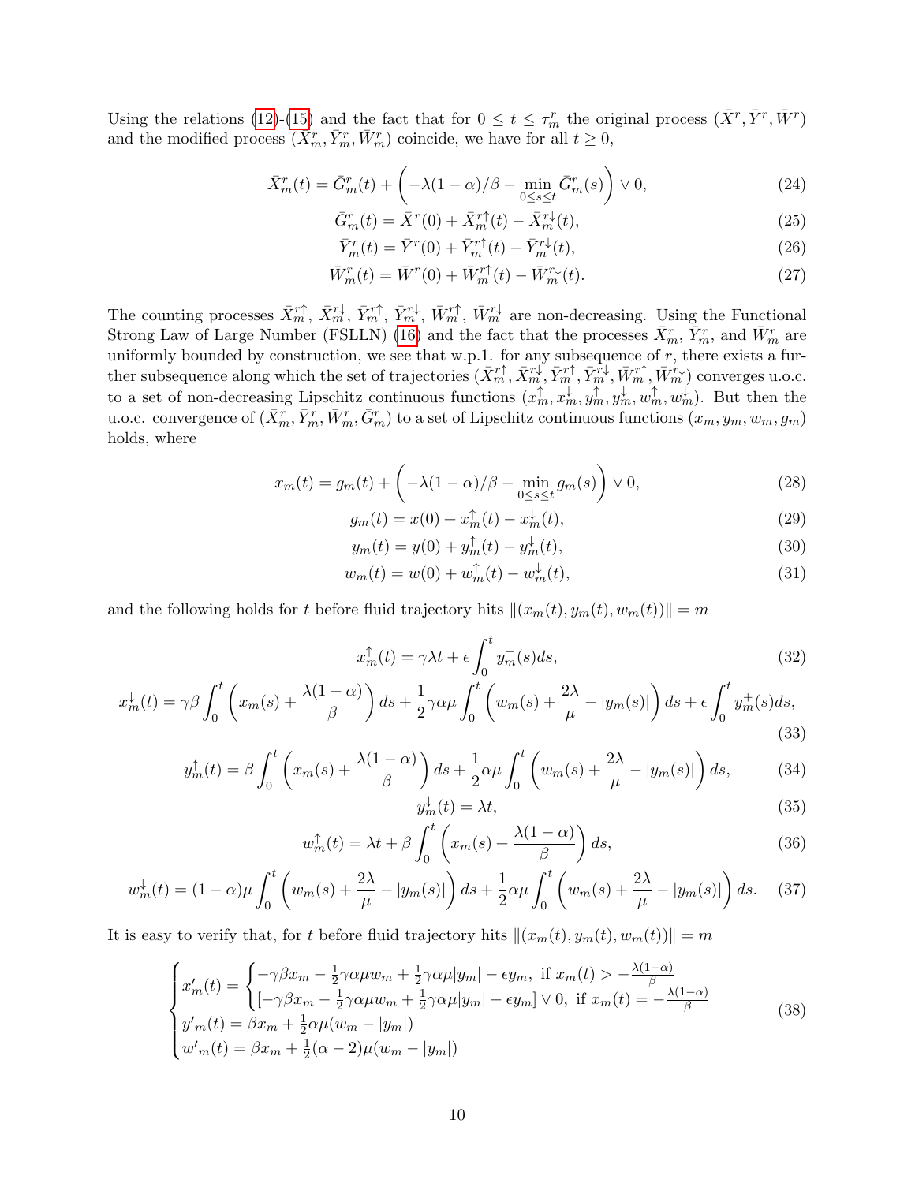Using the relations (12)-(15) and the fact that for $0 \le t \le \tau_m^r$ the original process $(\bar{X}^r, \bar{Y}^r, \bar{W}^r)$ and the modified process $(\bar{X}_m^r, \bar{Y}_m^r, \bar{W}_m^r)$ coincide, we have for all $t \ge 0$,

$$\bar{X}_m^r(t) = \bar{G}_m^r(t) + \left(-\lambda(1-\alpha)/\beta - \min_{0 \le s \le t} \bar{G}_m^r(s)\right) \vee 0, \tag{24}$$

$$\bar{G}_m^r(t) = \bar{X}^r(0) + \bar{X}_m^{r\uparrow}(t) - \bar{X}_m^{r\downarrow}(t), \tag{25}$$

$$\bar{Y}_m^r(t) = \bar{Y}^r(0) + \bar{Y}_m^{r\uparrow}(t) - \bar{Y}_m^{r\downarrow}(t), \tag{26}$$

$$\bar{W}_m^r(t) = \bar{W}^r(0) + \bar{W}_m^{r\uparrow}(t) - \bar{W}_m^{r\downarrow}(t). \tag{27}$$

The counting processes $\bar{X}_m^{r\uparrow}$, $\bar{X}_m^{r\downarrow}$, $\bar{Y}_m^{r\uparrow}$, $\bar{Y}_m^{r\downarrow}$, $\bar{W}_m^{r\uparrow}$, $\bar{W}_m^{r\downarrow}$ are non-decreasing. Using the Functional Strong Law of Large Number (FSLLN) (16) and the fact that the processes $\bar{X}_m^r$, $\bar{Y}_m^r$, and $\bar{W}_m^r$ are uniformly bounded by construction, we see that w.p.1. for any subsequence of $r$, there exists a further subsequence along which the set of trajectories $(\bar{X}_m^{r\uparrow}, \bar{X}_m^{r\downarrow}, \bar{Y}_m^{r\uparrow}, \bar{Y}_m^{r\downarrow}, \bar{W}_m^{r\uparrow}, \bar{W}_m^{r\downarrow})$ converges u.o.c. to a set of non-decreasing Lipschitz continuous functions $(x_m^\uparrow, x_m^\downarrow, y_m^\uparrow, y_m^\downarrow, w_m^\uparrow, w_m^\downarrow)$. But then the u.o.c. convergence of $(\bar{X}_m^r, \bar{Y}_m^r, \bar{W}_m^r, \bar{G}_m^r)$ to a set of Lipschitz continuous functions $(x_m, y_m, w_m, g_m)$ holds, where

$$x_m(t) = g_m(t) + \left(-\lambda(1-\alpha)/\beta - \min_{0 \le s \le t} g_m(s)\right) \vee 0, \tag{28}$$

$$g_m(t) = x(0) + x_m^\uparrow(t) - x_m^\downarrow(t), \tag{29}$$

$$y_m(t) = y(0) + y_m^\uparrow(t) - y_m^\downarrow(t), \tag{30}$$

$$w_m(t) = w(0) + w_m^\uparrow(t) - w_m^\downarrow(t), \tag{31}$$

and the following holds for $t$ before fluid trajectory hits $\|(x_m(t), y_m(t), w_m(t))\| = m$

$$x_m^\uparrow(t) = \gamma\lambda t + \epsilon \int_0^t y_m^-(s)ds, \tag{32}$$

$$x_m^\downarrow(t) = \gamma\beta \int_0^t \left(x_m(s) + \frac{\lambda(1-\alpha)}{\beta}\right) ds + \frac{1}{2}\gamma\alpha\mu \int_0^t \left(w_m(s) + \frac{2\lambda}{\mu} - |y_m(s)|\right) ds + \epsilon \int_0^t y_m^+(s)ds, \tag{33}$$

$$y_m^\uparrow(t) = \beta \int_0^t \left(x_m(s) + \frac{\lambda(1-\alpha)}{\beta}\right) ds + \frac{1}{2}\alpha\mu \int_0^t \left(w_m(s) + \frac{2\lambda}{\mu} - |y_m(s)|\right) ds, \tag{34}$$

$$y_m^\downarrow(t) = \lambda t, \tag{35}$$

$$w_m^\uparrow(t) = \lambda t + \beta \int_0^t \left(x_m(s) + \frac{\lambda(1-\alpha)}{\beta}\right) ds, \tag{36}$$

$$w_m^\downarrow(t) = (1-\alpha)\mu \int_0^t \left(w_m(s) + \frac{2\lambda}{\mu} - |y_m(s)|\right) ds + \frac{1}{2}\alpha\mu \int_0^t \left(w_m(s) + \frac{2\lambda}{\mu} - |y_m(s)|\right) ds. \tag{37}$$

It is easy to verify that, for $t$ before fluid trajectory hits $\|(x_m(t), y_m(t), w_m(t))\| = m$

$$\begin{cases} x'_m(t) = \begin{cases} -\gamma\beta x_m - \frac{1}{2}\gamma\alpha\mu w_m + \frac{1}{2}\gamma\alpha\mu|y_m| - \epsilon y_m, \text{ if } x_m(t) > -\frac{\lambda(1-\alpha)}{\beta} \\ [-\gamma\beta x_m - \frac{1}{2}\gamma\alpha\mu w_m + \frac{1}{2}\gamma\alpha\mu|y_m| - \epsilon y_m] \vee 0, \text{ if } x_m(t) = -\frac{\lambda(1-\alpha)}{\beta} \end{cases} \\ y'_m(t) = \beta x_m + \frac{1}{2}\alpha\mu(w_m - |y_m|) \\ w'_m(t) = \beta x_m + \frac{1}{2}(\alpha - 2)\mu(w_m - |y_m|) \end{cases} \tag{38}$$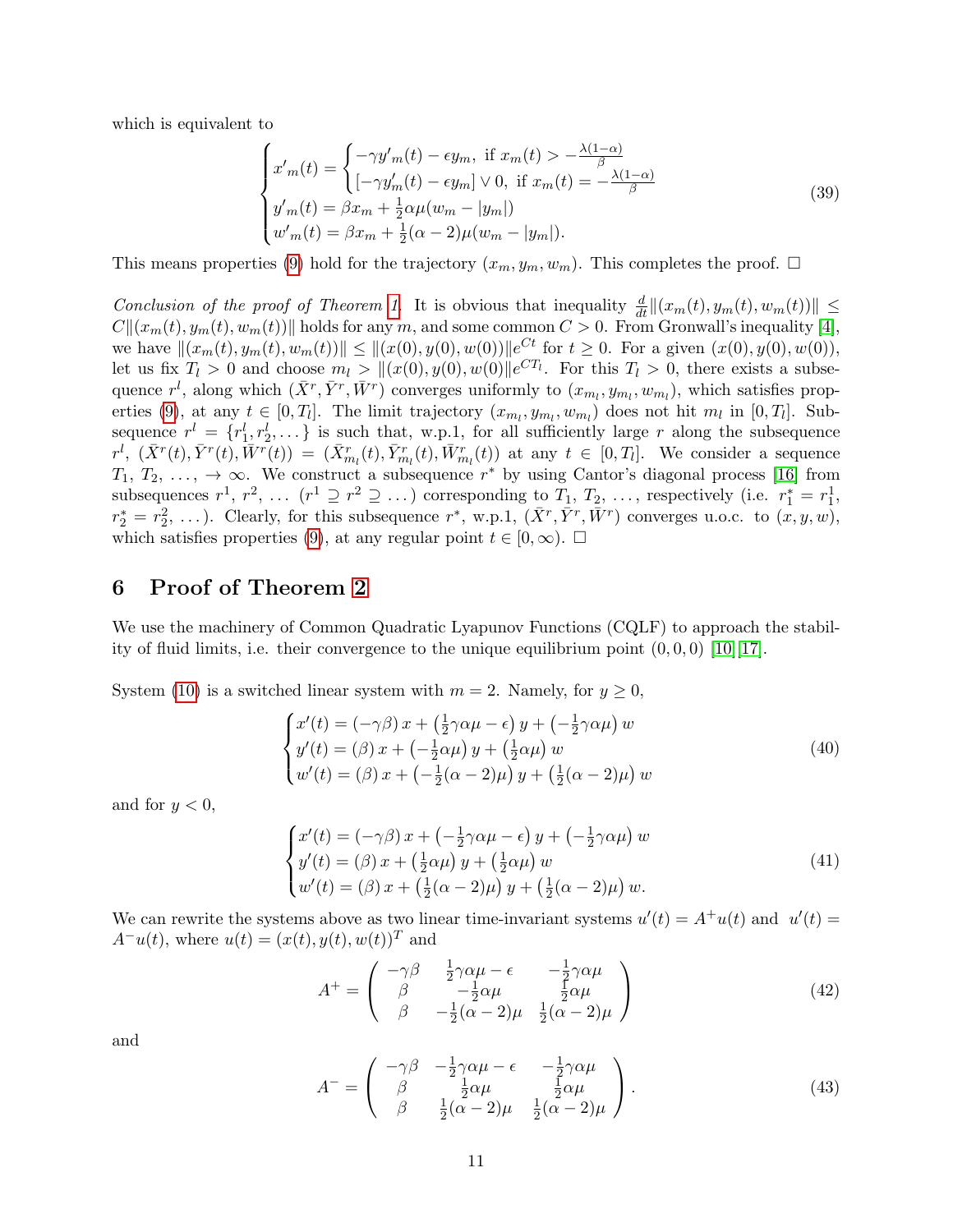which is equivalent to

$$
\begin{cases} x'_m(t) = \begin{cases} -\gamma y'_m(t) - \epsilon y_m, \text{ if } x_m(t) > -\frac{\lambda(1-\alpha)}{\beta} \\ [-\gamma y'_m(t) - \epsilon y_m] \vee 0, \text{ if } x_m(t) = -\frac{\lambda(1-\alpha)}{\beta} \end{cases} \\ y'_m(t) = \beta x_m + \frac{1}{2}\alpha\mu(w_m - |y_m|) \\ w'_m(t) = \beta x_m + \frac{1}{2}(\alpha - 2)\mu(w_m - |y_m|). \end{cases} \tag{39}
$$

This means properties (9) hold for the trajectory $(x_m, y_m, w_m)$. This completes the proof. □

*Conclusion of the proof of Theorem 1.* It is obvious that inequality $\frac{d}{dt}\|(x_m(t), y_m(t), w_m(t))\| \leq C\|(x_m(t), y_m(t), w_m(t))\|$ holds for any $m$, and some common $C > 0$. From Gronwall's inequality [4], we have $\|(x_m(t), y_m(t), w_m(t))\| \leq \|(x(0), y(0), w(0))\|e^{Ct}$ for $t \geq 0$. For a given $(x(0), y(0), w(0))$, let us fix $T_l > 0$ and choose $m_l > \|(x(0), y(0), w(0)\|e^{CT_l}$. For this $T_l > 0$, there exists a subsequence $r^l$, along which $(\bar{X}^r, \bar{Y}^r, \bar{W}^r)$ converges uniformly to $(x_{m_l}, y_{m_l}, w_{m_l})$, which satisfies properties (9), at any $t \in [0, T_l]$. The limit trajectory $(x_{m_l}, y_{m_l}, w_{m_l})$ does not hit $m_l$ in $[0, T_l]$. Subsequence $r^l = \{r_1^l, r_2^l, \dots\}$ is such that, w.p.1, for all sufficiently large $r$ along the subsequence $r^l$, $(\bar{X}^r(t), \bar{Y}^r(t), \bar{W}^r(t)) = (\bar{X}^r_{m_l}(t), \bar{Y}^r_{m_l}(t), \bar{W}^r_{m_l}(t))$ at any $t \in [0, T_l]$. We consider a sequence $T_1, T_2, \dots, \to \infty$. We construct a subsequence $r^*$ by using Cantor's diagonal process [16] from subsequences $r^1, r^2, \dots$ ($r^1 \supseteq r^2 \supseteq \dots$) corresponding to $T_1, T_2, \dots$, respectively (i.e. $r_1^* = r_1^1$, $r_2^* = r_2^2, \dots$). Clearly, for this subsequence $r^*$, w.p.1, $(\bar{X}^r, \bar{Y}^r, \bar{W}^r)$ converges u.o.c. to $(x, y, w)$, which satisfies properties (9), at any regular point $t \in [0, \infty)$. □

## 6 Proof of Theorem 2

We use the machinery of Common Quadratic Lyapunov Functions (CQLF) to approach the stability of fluid limits, i.e. their convergence to the unique equilibrium point $(0, 0, 0)$ [10, 17].

System (10) is a switched linear system with $m = 2$. Namely, for $y \geq 0$,

$$
\begin{cases} x'(t) = (-\gamma\beta)\, x + \left(\frac{1}{2}\gamma\alpha\mu - \epsilon\right) y + \left(-\frac{1}{2}\gamma\alpha\mu\right) w \\ y'(t) = (\beta)\, x + \left(-\frac{1}{2}\alpha\mu\right) y + \left(\frac{1}{2}\alpha\mu\right) w \\ w'(t) = (\beta)\, x + \left(-\frac{1}{2}(\alpha - 2)\mu\right) y + \left(\frac{1}{2}(\alpha - 2)\mu\right) w \end{cases} \tag{40}
$$

and for $y < 0$,

$$
\begin{cases} x'(t) = (-\gamma\beta)\, x + \left(-\frac{1}{2}\gamma\alpha\mu - \epsilon\right) y + \left(-\frac{1}{2}\gamma\alpha\mu\right) w \\ y'(t) = (\beta)\, x + \left(\frac{1}{2}\alpha\mu\right) y + \left(\frac{1}{2}\alpha\mu\right) w \\ w'(t) = (\beta)\, x + \left(\frac{1}{2}(\alpha - 2)\mu\right) y + \left(\frac{1}{2}(\alpha - 2)\mu\right) w. \end{cases} \tag{41}
$$

We can rewrite the systems above as two linear time-invariant systems $u'(t) = A^+u(t)$ and $u'(t) = A^-u(t)$, where $u(t) = (x(t), y(t), w(t))^T$ and

$$
A^+ = \begin{pmatrix} -\gamma\beta & \frac{1}{2}\gamma\alpha\mu - \epsilon & -\frac{1}{2}\gamma\alpha\mu \\ \beta & -\frac{1}{2}\alpha\mu & \frac{1}{2}\alpha\mu \\ \beta & -\frac{1}{2}(\alpha - 2)\mu & \frac{1}{2}(\alpha - 2)\mu \end{pmatrix} \tag{42}
$$

and

$$
A^- = \begin{pmatrix} -\gamma\beta & -\frac{1}{2}\gamma\alpha\mu - \epsilon & -\frac{1}{2}\gamma\alpha\mu \\ \beta & \frac{1}{2}\alpha\mu & \frac{1}{2}\alpha\mu \\ \beta & \frac{1}{2}(\alpha - 2)\mu & \frac{1}{2}(\alpha - 2)\mu \end{pmatrix}. \tag{43}
$$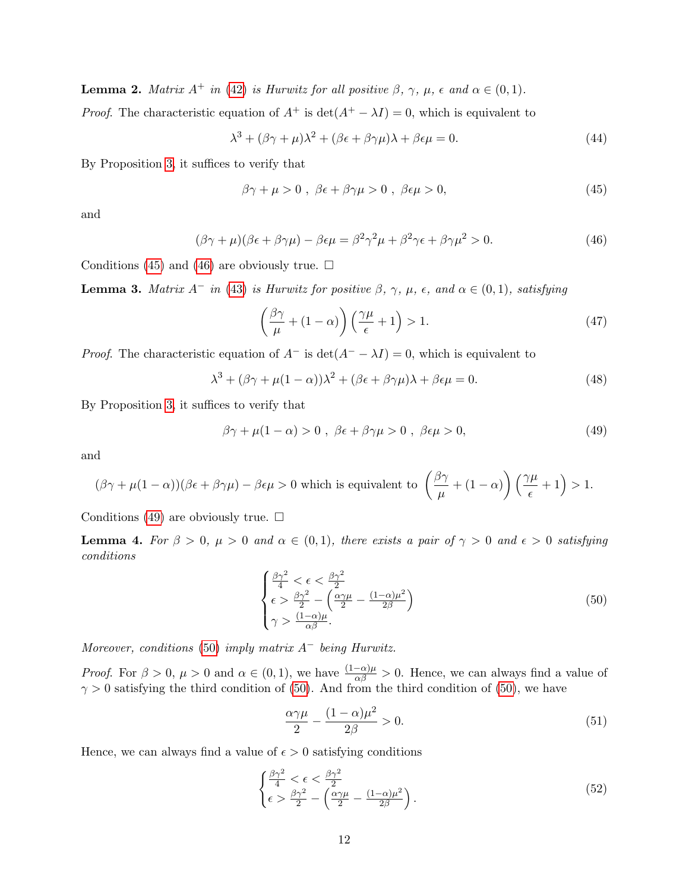**Lemma 2.** *Matrix $A^+$ in (42) is Hurwitz for all positive $\beta$, $\gamma$, $\mu$, $\epsilon$ and $\alpha \in (0,1)$.*

*Proof.* The characteristic equation of $A^+$ is $\det(A^+ - \lambda I) = 0$, which is equivalent to

$$\lambda^3 + (\beta\gamma + \mu)\lambda^2 + (\beta\epsilon + \beta\gamma\mu)\lambda + \beta\epsilon\mu = 0. \tag{44}$$

By Proposition 3, it suffices to verify that

$$\beta\gamma + \mu > 0 \ , \ \beta\epsilon + \beta\gamma\mu > 0 \ , \ \beta\epsilon\mu > 0, \tag{45}$$

and

$$(\beta\gamma + \mu)(\beta\epsilon + \beta\gamma\mu) - \beta\epsilon\mu = \beta^2\gamma^2\mu + \beta^2\gamma\epsilon + \beta\gamma\mu^2 > 0. \tag{46}$$

Conditions (45) and (46) are obviously true. □

**Lemma 3.** *Matrix $A^-$ in (43) is Hurwitz for positive $\beta$, $\gamma$, $\mu$, $\epsilon$, and $\alpha \in (0,1)$, satisfying*

$$\left(\frac{\beta\gamma}{\mu} + (1-\alpha)\right)\left(\frac{\gamma\mu}{\epsilon} + 1\right) > 1. \tag{47}$$

*Proof.* The characteristic equation of $A^-$ is $\det(A^- - \lambda I) = 0$, which is equivalent to

$$\lambda^3 + (\beta\gamma + \mu(1-\alpha))\lambda^2 + (\beta\epsilon + \beta\gamma\mu)\lambda + \beta\epsilon\mu = 0. \tag{48}$$

By Proposition 3, it suffices to verify that

$$\beta\gamma + \mu(1-\alpha) > 0 \ , \ \beta\epsilon + \beta\gamma\mu > 0 \ , \ \beta\epsilon\mu > 0, \tag{49}$$

and

$$(\beta\gamma + \mu(1-\alpha))(\beta\epsilon + \beta\gamma\mu) - \beta\epsilon\mu > 0 \text{ which is equivalent to } \left(\frac{\beta\gamma}{\mu} + (1-\alpha)\right)\left(\frac{\gamma\mu}{\epsilon} + 1\right) > 1.$$

Conditions (49) are obviously true. □

**Lemma 4.** *For $\beta > 0$, $\mu > 0$ and $\alpha \in (0,1)$, there exists a pair of $\gamma > 0$ and $\epsilon > 0$ satisfying conditions*

$$\begin{cases} \frac{\beta\gamma^2}{4} < \epsilon < \frac{\beta\gamma^2}{2} \\ \epsilon > \frac{\beta\gamma^2}{2} - \left(\frac{\alpha\gamma\mu}{2} - \frac{(1-\alpha)\mu^2}{2\beta}\right) \\ \gamma > \frac{(1-\alpha)\mu}{\alpha\beta}. \end{cases} \tag{50}$$

*Moreover, conditions (50) imply matrix $A^-$ being Hurwitz.*

*Proof.* For $\beta > 0$, $\mu > 0$ and $\alpha \in (0,1)$, we have $\frac{(1-\alpha)\mu}{\alpha\beta} > 0$. Hence, we can always find a value of $\gamma > 0$ satisfying the third condition of (50). And from the third condition of (50), we have

$$\frac{\alpha\gamma\mu}{2} - \frac{(1-\alpha)\mu^2}{2\beta} > 0. \tag{51}$$

Hence, we can always find a value of $\epsilon > 0$ satisfying conditions

$$\begin{cases} \frac{\beta\gamma^2}{4} < \epsilon < \frac{\beta\gamma^2}{2} \\ \epsilon > \frac{\beta\gamma^2}{2} - \left(\frac{\alpha\gamma\mu}{2} - \frac{(1-\alpha)\mu^2}{2\beta}\right). \end{cases} \tag{52}$$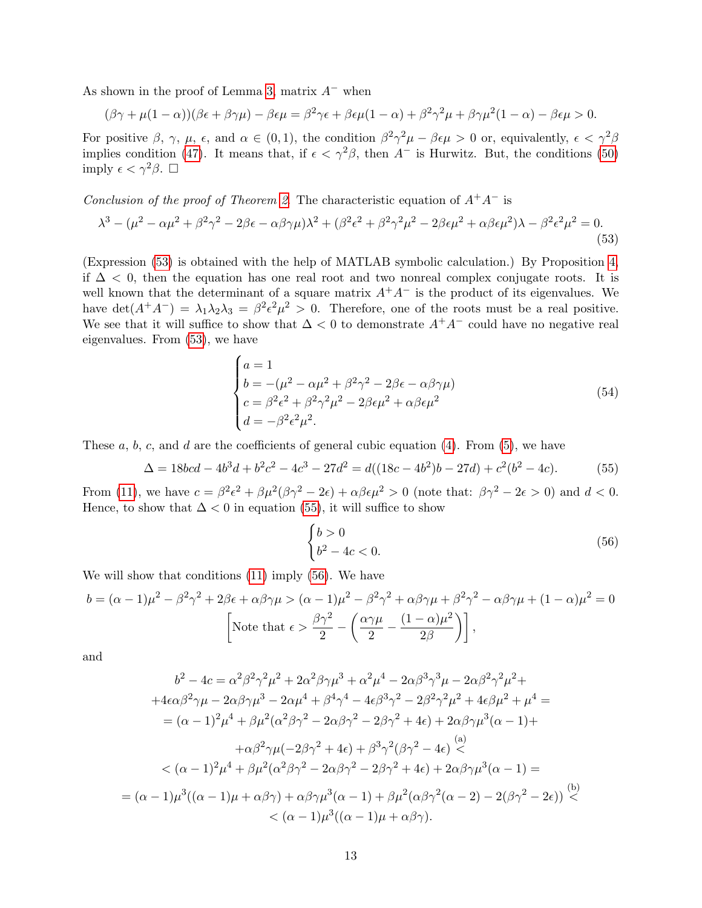As shown in the proof of Lemma 3, matrix $A^-$ when

$$(\beta\gamma + \mu(1-\alpha))(\beta\epsilon + \beta\gamma\mu) - \beta\epsilon\mu = \beta^2\gamma^2\epsilon + \beta\epsilon\mu(1-\alpha) + \beta^2\gamma^2\mu + \beta\gamma\mu^2(1-\alpha) - \beta\epsilon\mu > 0.$$

For positive $\beta$, $\gamma$, $\mu$, $\epsilon$, and $\alpha \in (0,1)$, the condition $\beta^2\gamma^2\mu - \beta\epsilon\mu > 0$ or, equivalently, $\epsilon < \gamma^2\beta$ implies condition (47). It means that, if $\epsilon < \gamma^2\beta$, then $A^-$ is Hurwitz. But, the conditions (50) imply $\epsilon < \gamma^2\beta$. $\square$

*Conclusion of the proof of Theorem 2.* The characteristic equation of $A^+A^-$ is

$$\lambda^3 - (\mu^2 - \alpha\mu^2 + \beta^2\gamma^2 - 2\beta\epsilon - \alpha\beta\gamma\mu)\lambda^2 + (\beta^2\epsilon^2 + \beta^2\gamma^2\mu^2 - 2\beta\epsilon\mu^2 + \alpha\beta\epsilon\mu^2)\lambda - \beta^2\epsilon^2\mu^2 = 0. \tag{53}$$

(Expression (53) is obtained with the help of MATLAB symbolic calculation.) By Proposition 4, if $\Delta < 0$, then the equation has one real root and two nonreal complex conjugate roots. It is well known that the determinant of a square matrix $A^+A^-$ is the product of its eigenvalues. We have $\det(A^+A^-) = \lambda_1\lambda_2\lambda_3 = \beta^2\epsilon^2\mu^2 > 0$. Therefore, one of the roots must be a real positive. We see that it will suffice to show that $\Delta < 0$ to demonstrate $A^+A^-$ could have no negative real eigenvalues. From (53), we have

$$\begin{cases} a = 1 \\ b = -(\mu^2 - \alpha\mu^2 + \beta^2\gamma^2 - 2\beta\epsilon - \alpha\beta\gamma\mu) \\ c = \beta^2\epsilon^2 + \beta^2\gamma^2\mu^2 - 2\beta\epsilon\mu^2 + \alpha\beta\epsilon\mu^2 \\ d = -\beta^2\epsilon^2\mu^2. \end{cases} \tag{54}$$

These $a$, $b$, $c$, and $d$ are the coefficients of general cubic equation (4). From (5), we have

$$\Delta = 18bcd - 4b^3d + b^2c^2 - 4c^3 - 27d^2 = d((18c - 4b^2)b - 27d) + c^2(b^2 - 4c). \tag{55}$$

From (11), we have $c = \beta^2\epsilon^2 + \beta\mu^2(\beta\gamma^2 - 2\epsilon) + \alpha\beta\epsilon\mu^2 > 0$ (note that: $\beta\gamma^2 - 2\epsilon > 0$) and $d < 0$. Hence, to show that $\Delta < 0$ in equation (55), it will suffice to show

$$\begin{cases} b > 0 \\ b^2 - 4c < 0. \end{cases} \tag{56}$$

We will show that conditions (11) imply (56). We have

$$b = (\alpha-1)\mu^2 - \beta^2\gamma^2 + 2\beta\epsilon + \alpha\beta\gamma\mu > (\alpha-1)\mu^2 - \beta^2\gamma^2 + \alpha\beta\gamma\mu + \beta^2\gamma^2 - \alpha\beta\gamma\mu + (1-\alpha)\mu^2 = 0$$

$$\left[\text{Note that } \epsilon > \frac{\beta\gamma^2}{2} - \left(\frac{\alpha\gamma\mu}{2} - \frac{(1-\alpha)\mu^2}{2\beta}\right)\right],$$

and

$$\begin{aligned}
b^2 - 4c = {} & \alpha^2\beta^2\gamma^2\mu^2 + 2\alpha^2\beta\gamma\mu^3 + \alpha^2\mu^4 - 2\alpha\beta^3\gamma^3\mu - 2\alpha\beta^2\gamma^2\mu^2 + \\
& + 4\epsilon\alpha\beta^2\gamma\mu - 2\alpha\beta\gamma\mu^3 - 2\alpha\mu^4 + \beta^4\gamma^4 - 4\epsilon\beta^3\gamma^2 - 2\beta^2\gamma^2\mu^2 + 4\epsilon\beta\mu^2 + \mu^4 = \\
= {} & (\alpha-1)^2\mu^4 + \beta\mu^2(\alpha^2\beta\gamma^2 - 2\alpha\beta\gamma^2 - 2\beta\gamma^2 + 4\epsilon) + 2\alpha\beta\gamma\mu^3(\alpha-1) + \\
& + \alpha\beta^2\gamma\mu(-2\beta\gamma^2 + 4\epsilon) + \beta^3\gamma^2(\beta\gamma^2 - 4\epsilon) \overset{(a)}{<} \\
< {} & (\alpha-1)^2\mu^4 + \beta\mu^2(\alpha^2\beta\gamma^2 - 2\alpha\beta\gamma^2 - 2\beta\gamma^2 + 4\epsilon) + 2\alpha\beta\gamma\mu^3(\alpha-1) = \\
= {} & (\alpha-1)\mu^3((\alpha-1)\mu + \alpha\beta\gamma) + \alpha\beta\gamma\mu^3(\alpha-1) + \beta\mu^2(\alpha\beta\gamma^2(\alpha-2) - 2(\beta\gamma^2 - 2\epsilon)) \overset{(b)}{<} \\
< {} & (\alpha-1)\mu^3((\alpha-1)\mu + \alpha\beta\gamma).
\end{aligned}$$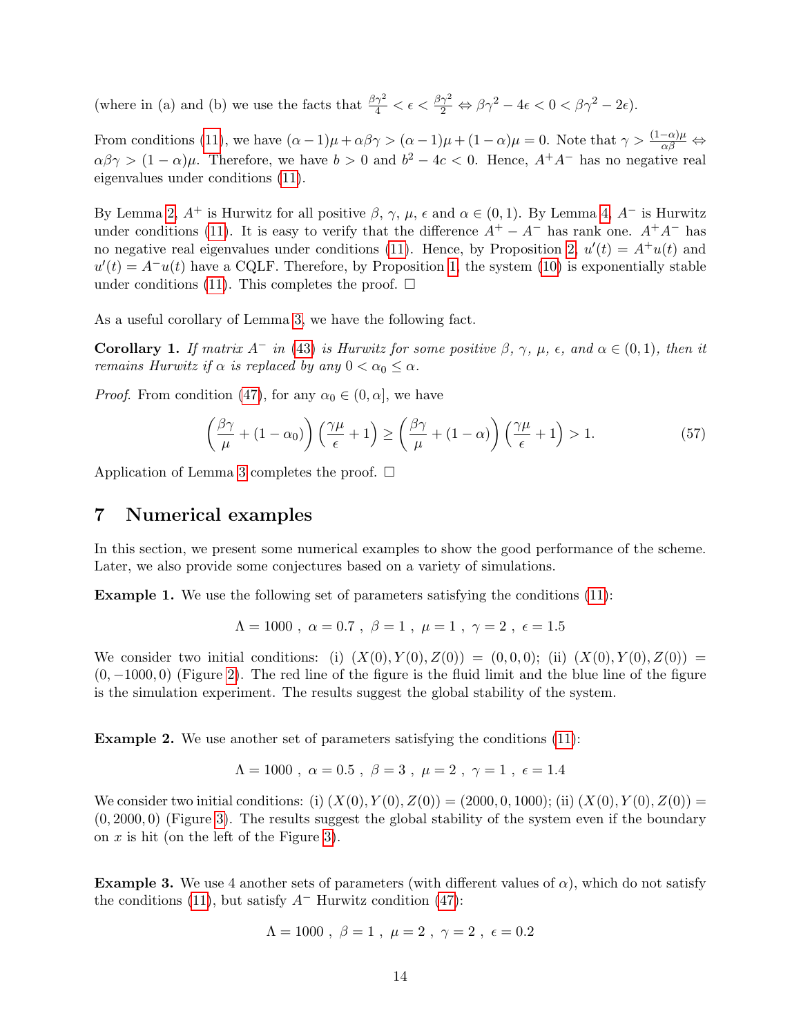(where in (a) and (b) we use the facts that $\frac{\beta\gamma^2}{4} < \epsilon < \frac{\beta\gamma^2}{2} \Leftrightarrow \beta\gamma^2 - 4\epsilon < 0 < \beta\gamma^2 - 2\epsilon$).

From conditions (11), we have $(\alpha - 1)\mu + \alpha\beta\gamma > (\alpha - 1)\mu + (1 - \alpha)\mu = 0$. Note that $\gamma > \frac{(1-\alpha)\mu}{\alpha\beta} \Leftrightarrow \alpha\beta\gamma > (1 - \alpha)\mu$. Therefore, we have $b > 0$ and $b^2 - 4c < 0$. Hence, $A^+A^-$ has no negative real eigenvalues under conditions (11).

By Lemma 2, $A^+$ is Hurwitz for all positive $\beta$, $\gamma$, $\mu$, $\epsilon$ and $\alpha \in (0, 1)$. By Lemma 4, $A^-$ is Hurwitz under conditions (11). It is easy to verify that the difference $A^+ - A^-$ has rank one. $A^+A^-$ has no negative real eigenvalues under conditions (11). Hence, by Proposition 2, $u'(t) = A^+u(t)$ and $u'(t) = A^-u(t)$ have a CQLF. Therefore, by Proposition 1, the system (10) is exponentially stable under conditions (11). This completes the proof. □

As a useful corollary of Lemma 3, we have the following fact.

**Corollary 1.** *If matrix $A^-$ in (43) is Hurwitz for some positive $\beta$, $\gamma$, $\mu$, $\epsilon$, and $\alpha \in (0, 1)$, then it remains Hurwitz if $\alpha$ is replaced by any $0 < \alpha_0 \le \alpha$.*

*Proof.* From condition (47), for any $\alpha_0 \in (0, \alpha]$, we have

$$\left(\frac{\beta\gamma}{\mu} + (1 - \alpha_0)\right)\left(\frac{\gamma\mu}{\epsilon} + 1\right) \ge \left(\frac{\beta\gamma}{\mu} + (1 - \alpha)\right)\left(\frac{\gamma\mu}{\epsilon} + 1\right) > 1. \tag{57}$$

Application of Lemma 3 completes the proof. □

## 7 Numerical examples

In this section, we present some numerical examples to show the good performance of the scheme. Later, we also provide some conjectures based on a variety of simulations.

**Example 1.** We use the following set of parameters satisfying the conditions (11):

$$\Lambda = 1000\ ,\ \alpha = 0.7\ ,\ \beta = 1\ ,\ \mu = 1\ ,\ \gamma = 2\ ,\ \epsilon = 1.5$$

We consider two initial conditions: (i) $(X(0), Y(0), Z(0)) = (0, 0, 0)$; (ii) $(X(0), Y(0), Z(0)) = (0, -1000, 0)$ (Figure 2). The red line of the figure is the fluid limit and the blue line of the figure is the simulation experiment. The results suggest the global stability of the system.

**Example 2.** We use another set of parameters satisfying the conditions (11):

$$\Lambda = 1000\ ,\ \alpha = 0.5\ ,\ \beta = 3\ ,\ \mu = 2\ ,\ \gamma = 1\ ,\ \epsilon = 1.4$$

We consider two initial conditions: (i) $(X(0), Y(0), Z(0)) = (2000, 0, 1000)$; (ii) $(X(0), Y(0), Z(0)) = (0, 2000, 0)$ (Figure 3). The results suggest the global stability of the system even if the boundary on $x$ is hit (on the left of the Figure 3).

**Example 3.** We use 4 another sets of parameters (with different values of $\alpha$), which do not satisfy the conditions (11), but satisfy $A^-$ Hurwitz condition (47):

$$\Lambda = 1000\ ,\ \beta = 1\ ,\ \mu = 2\ ,\ \gamma = 2\ ,\ \epsilon = 0.2$$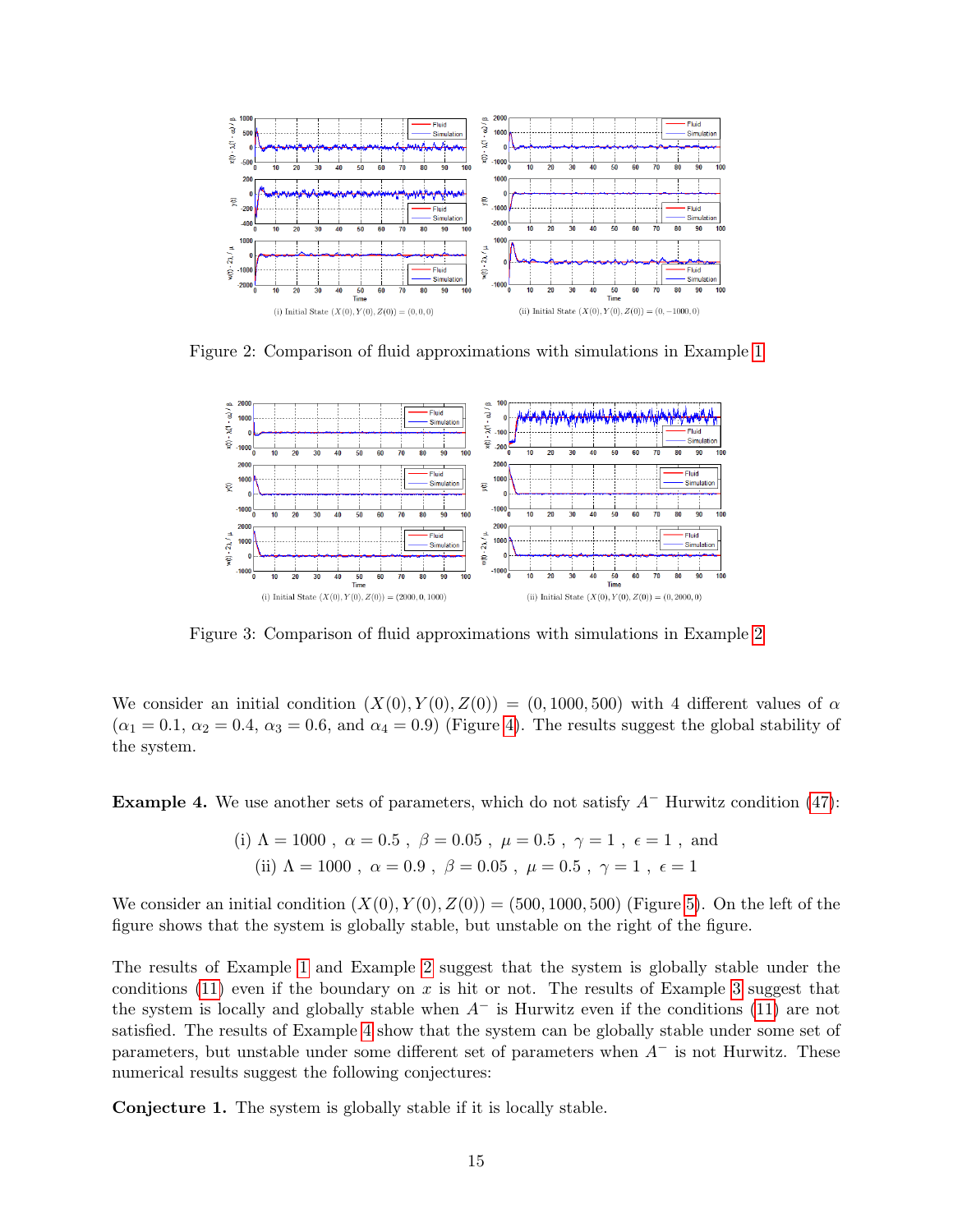Figure 2: Comparison of fluid approximations with simulations in Example 1

Figure 3: Comparison of fluid approximations with simulations in Example 2

We consider an initial condition $(X(0), Y(0), Z(0)) = (0, 1000, 500)$ with 4 different values of $\alpha$ ($\alpha_1 = 0.1$, $\alpha_2 = 0.4$, $\alpha_3 = 0.6$, and $\alpha_4 = 0.9$) (Figure 4). The results suggest the global stability of the system.

**Example 4.** We use another sets of parameters, which do not satisfy $A^-$ Hurwitz condition (47):

$$\text{(i) } \Lambda = 1000\ ,\ \alpha = 0.5\ ,\ \beta = 0.05\ ,\ \mu = 0.5\ ,\ \gamma = 1\ ,\ \epsilon = 1\ ,\ \text{and}$$
$$\text{(ii) } \Lambda = 1000\ ,\ \alpha = 0.9\ ,\ \beta = 0.05\ ,\ \mu = 0.5\ ,\ \gamma = 1\ ,\ \epsilon = 1$$

We consider an initial condition $(X(0), Y(0), Z(0)) = (500, 1000, 500)$ (Figure 5). On the left of the figure shows that the system is globally stable, but unstable on the right of the figure.

The results of Example 1 and Example 2 suggest that the system is globally stable under the conditions (11) even if the boundary on $x$ is hit or not. The results of Example 3 suggest that the system is locally and globally stable when $A^-$ is Hurwitz even if the conditions (11) are not satisfied. The results of Example 4 show that the system can be globally stable under some set of parameters, but unstable under some different set of parameters when $A^-$ is not Hurwitz. These numerical results suggest the following conjectures:

**Conjecture 1.** The system is globally stable if it is locally stable.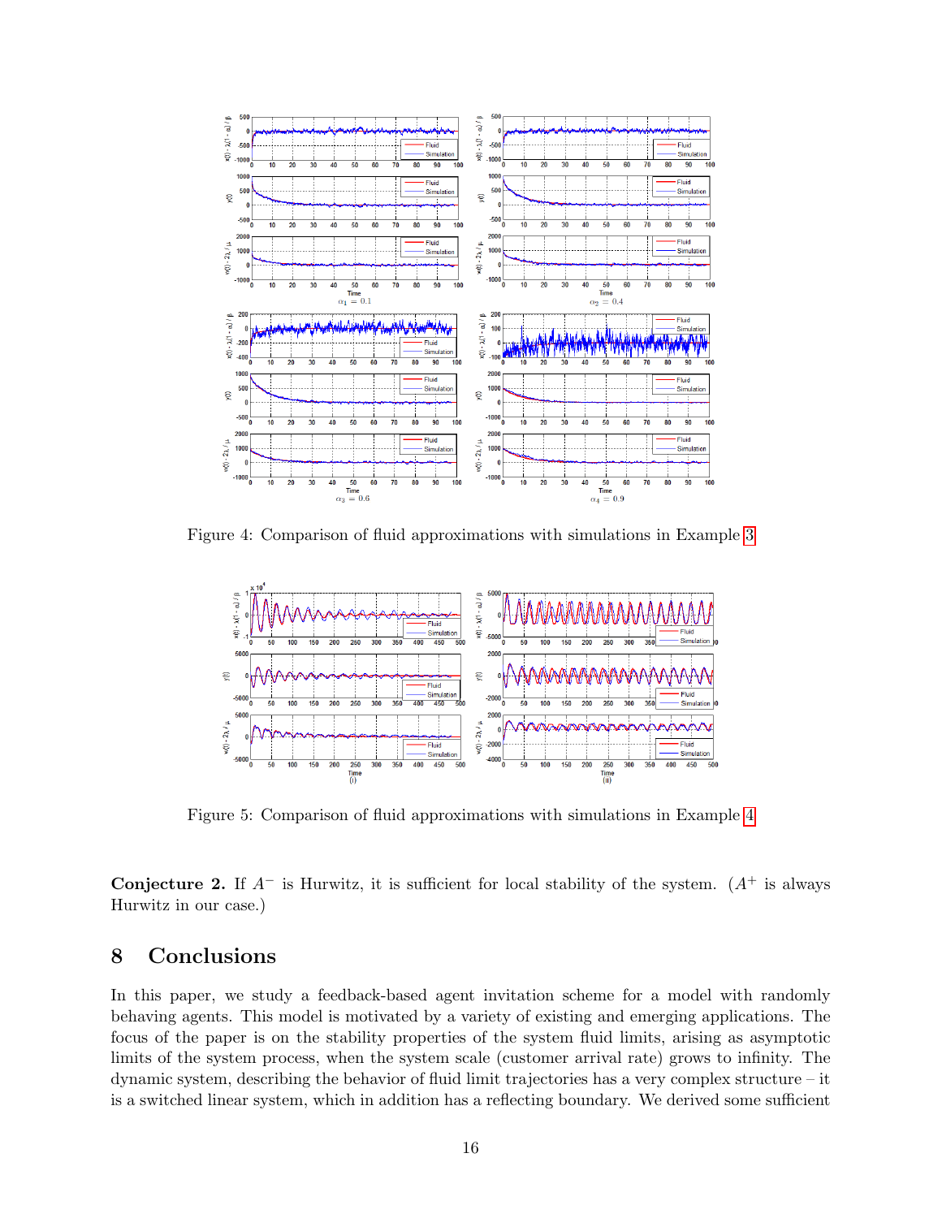Figure 4: Comparison of fluid approximations with simulations in Example 3

Figure 5: Comparison of fluid approximations with simulations in Example 4

**Conjecture 2.** If $A^-$ is Hurwitz, it is sufficient for local stability of the system. ($A^+$ is always Hurwitz in our case.)

## 8 Conclusions

In this paper, we study a feedback-based agent invitation scheme for a model with randomly behaving agents. This model is motivated by a variety of existing and emerging applications. The focus of the paper is on the stability properties of the system fluid limits, arising as asymptotic limits of the system process, when the system scale (customer arrival rate) grows to infinity. The dynamic system, describing the behavior of fluid limit trajectories has a very complex structure – it is a switched linear system, which in addition has a reflecting boundary. We derived some sufficient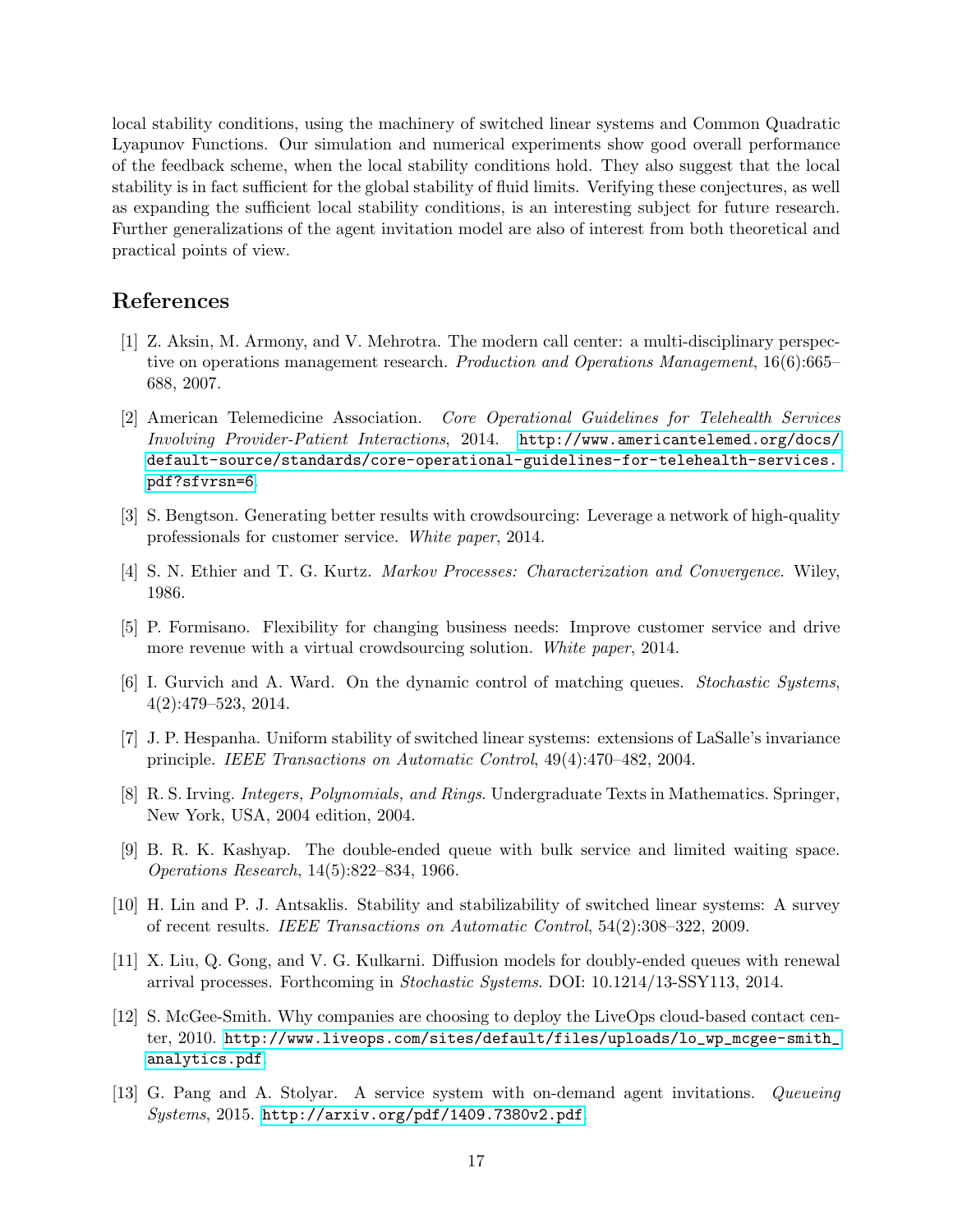local stability conditions, using the machinery of switched linear systems and Common Quadratic Lyapunov Functions. Our simulation and numerical experiments show good overall performance of the feedback scheme, when the local stability conditions hold. They also suggest that the local stability is in fact sufficient for the global stability of fluid limits. Verifying these conjectures, as well as expanding the sufficient local stability conditions, is an interesting subject for future research. Further generalizations of the agent invitation model are also of interest from both theoretical and practical points of view.

## References

[1] Z. Aksin, M. Armony, and V. Mehrotra. The modern call center: a multi-disciplinary perspective on operations management research. *Production and Operations Management*, 16(6):665–688, 2007.

[2] American Telemedicine Association. *Core Operational Guidelines for Telehealth Services Involving Provider-Patient Interactions*, 2014. http://www.americantelemed.org/docs/default-source/standards/core-operational-guidelines-for-telehealth-services.pdf?sfvrsn=6.

[3] S. Bengtson. Generating better results with crowdsourcing: Leverage a network of high-quality professionals for customer service. *White paper*, 2014.

[4] S. N. Ethier and T. G. Kurtz. *Markov Processes: Characterization and Convergence*. Wiley, 1986.

[5] P. Formisano. Flexibility for changing business needs: Improve customer service and drive more revenue with a virtual crowdsourcing solution. *White paper*, 2014.

[6] I. Gurvich and A. Ward. On the dynamic control of matching queues. *Stochastic Systems*, 4(2):479–523, 2014.

[7] J. P. Hespanha. Uniform stability of switched linear systems: extensions of LaSalle's invariance principle. *IEEE Transactions on Automatic Control*, 49(4):470–482, 2004.

[8] R. S. Irving. *Integers, Polynomials, and Rings*. Undergraduate Texts in Mathematics. Springer, New York, USA, 2004 edition, 2004.

[9] B. R. K. Kashyap. The double-ended queue with bulk service and limited waiting space. *Operations Research*, 14(5):822–834, 1966.

[10] H. Lin and P. J. Antsaklis. Stability and stabilizability of switched linear systems: A survey of recent results. *IEEE Transactions on Automatic Control*, 54(2):308–322, 2009.

[11] X. Liu, Q. Gong, and V. G. Kulkarni. Diffusion models for doubly-ended queues with renewal arrival processes. Forthcoming in *Stochastic Systems*. DOI: 10.1214/13-SSY113, 2014.

[12] S. McGee-Smith. Why companies are choosing to deploy the LiveOps cloud-based contact center, 2010. http://www.liveops.com/sites/default/files/uploads/lo_wp_mcgee-smith_analytics.pdf.

[13] G. Pang and A. Stolyar. A service system with on-demand agent invitations. *Queueing Systems*, 2015. http://arxiv.org/pdf/1409.7380v2.pdf.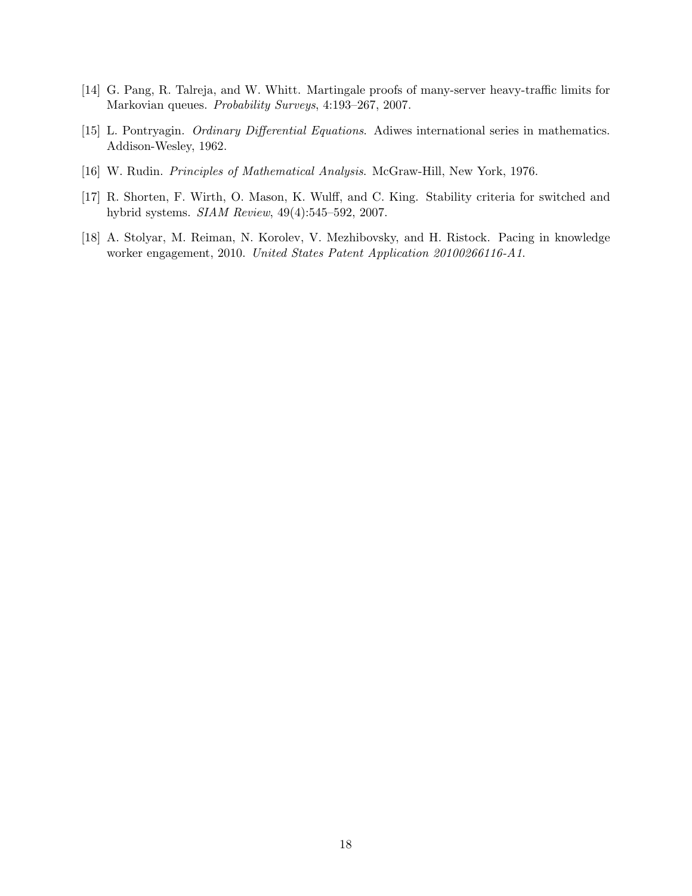[14] G. Pang, R. Talreja, and W. Whitt. Martingale proofs of many-server heavy-traffic limits for Markovian queues. *Probability Surveys*, 4:193–267, 2007.

[15] L. Pontryagin. *Ordinary Differential Equations*. Adiwes international series in mathematics. Addison-Wesley, 1962.

[16] W. Rudin. *Principles of Mathematical Analysis*. McGraw-Hill, New York, 1976.

[17] R. Shorten, F. Wirth, O. Mason, K. Wulff, and C. King. Stability criteria for switched and hybrid systems. *SIAM Review*, 49(4):545–592, 2007.

[18] A. Stolyar, M. Reiman, N. Korolev, V. Mezhibovsky, and H. Ristock. Pacing in knowledge worker engagement, 2010. *United States Patent Application 20100266116-A1*.